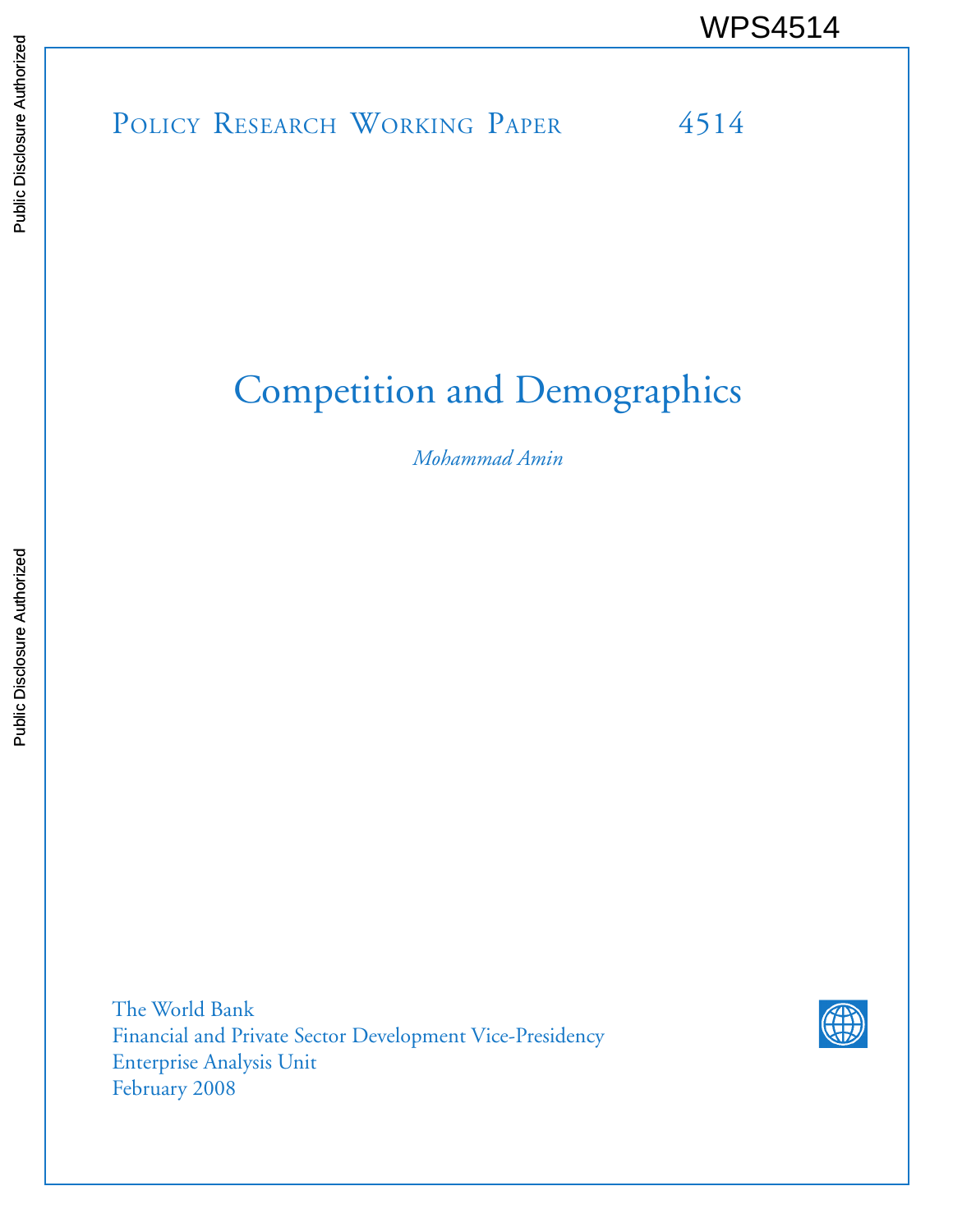WPS4514

Policy Research Working Paper 4514

# Competition and Demographics

*Mohammad Amin*

The World Bank
Financial and Private Sector Development Vice-Presidency
Enterprise Analysis Unit
February 2008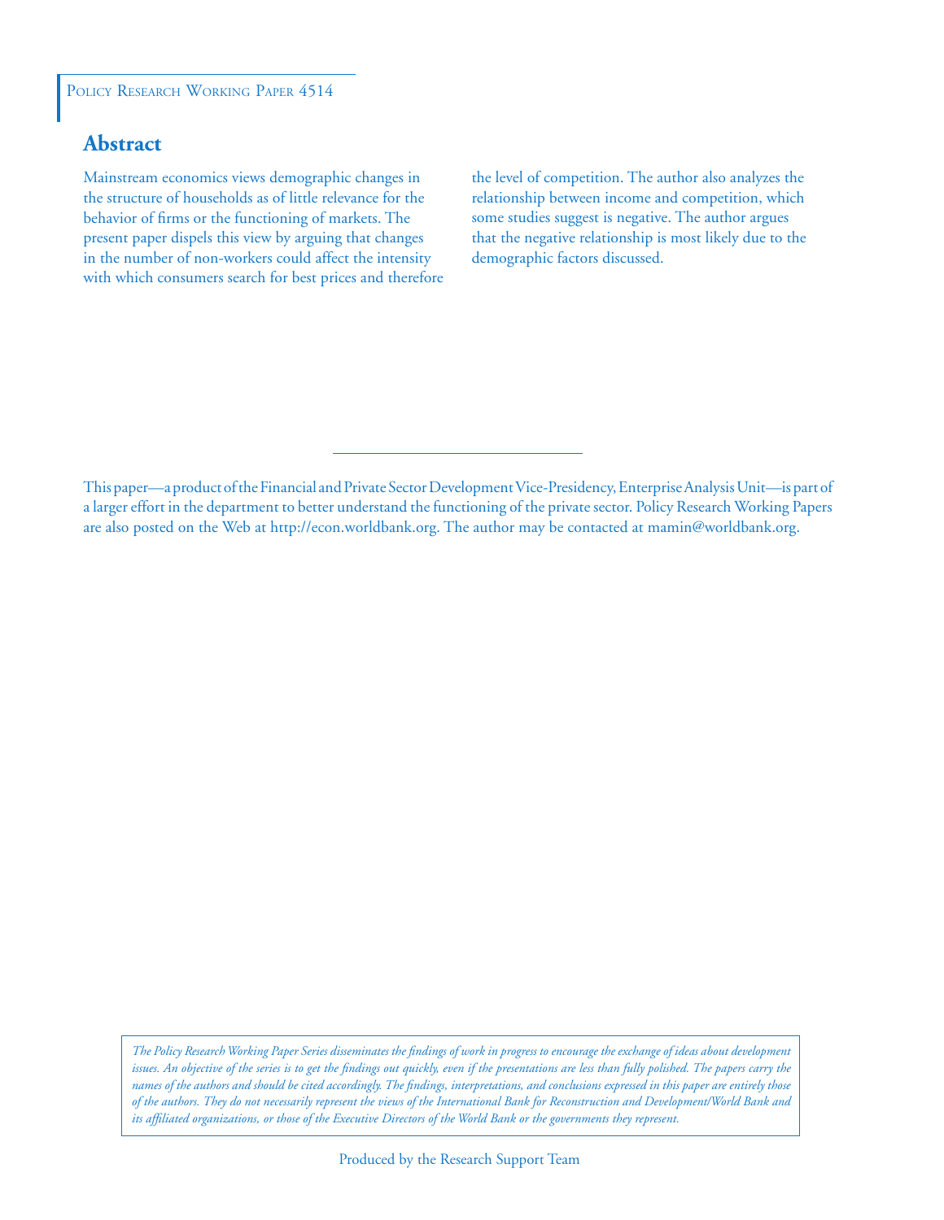Policy Research Working Paper 4514

## Abstract

Mainstream economics views demographic changes in the structure of households as of little relevance for the behavior of firms or the functioning of markets. The present paper dispels this view by arguing that changes in the number of non-workers could affect the intensity with which consumers search for best prices and therefore the level of competition. The author also analyzes the relationship between income and competition, which some studies suggest is negative. The author argues that the negative relationship is most likely due to the demographic factors discussed.

This paper—a product of the Financial and Private Sector Development Vice-Presidency, Enterprise Analysis Unit—is part of a larger effort in the department to better understand the functioning of the private sector. Policy Research Working Papers are also posted on the Web at http://econ.worldbank.org. The author may be contacted at mamin@worldbank.org.

*The Policy Research Working Paper Series disseminates the findings of work in progress to encourage the exchange of ideas about development issues. An objective of the series is to get the findings out quickly, even if the presentations are less than fully polished. The papers carry the names of the authors and should be cited accordingly. The findings, interpretations, and conclusions expressed in this paper are entirely those of the authors. They do not necessarily represent the views of the International Bank for Reconstruction and Development/World Bank and its affiliated organizations, or those of the Executive Directors of the World Bank or the governments they represent.*

Produced by the Research Support Team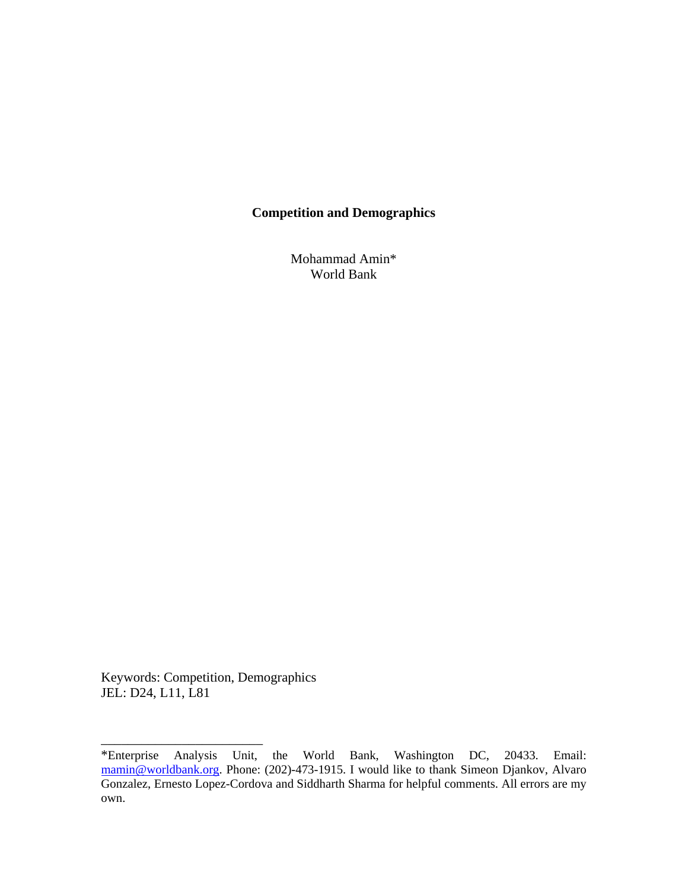**Competition and Demographics**

Mohammad Amin*
World Bank

Keywords: Competition, Demographics
JEL: D24, L11, L81

---

*Enterprise Analysis Unit, the World Bank, Washington DC, 20433. Email: mamin@worldbank.org. Phone: (202)-473-1915. I would like to thank Simeon Djankov, Alvaro Gonzalez, Ernesto Lopez-Cordova and Siddharth Sharma for helpful comments. All errors are my own.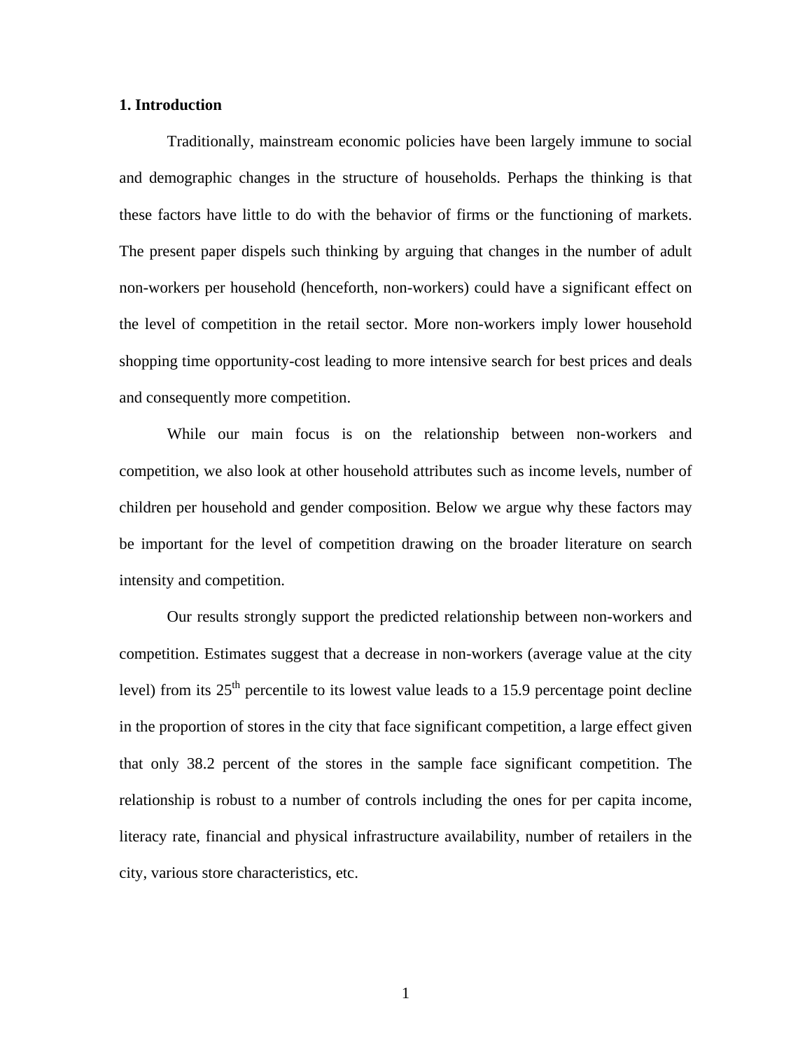# 1. Introduction

Traditionally, mainstream economic policies have been largely immune to social and demographic changes in the structure of households. Perhaps the thinking is that these factors have little to do with the behavior of firms or the functioning of markets. The present paper dispels such thinking by arguing that changes in the number of adult non-workers per household (henceforth, non-workers) could have a significant effect on the level of competition in the retail sector. More non-workers imply lower household shopping time opportunity-cost leading to more intensive search for best prices and deals and consequently more competition.

While our main focus is on the relationship between non-workers and competition, we also look at other household attributes such as income levels, number of children per household and gender composition. Below we argue why these factors may be important for the level of competition drawing on the broader literature on search intensity and competition.

Our results strongly support the predicted relationship between non-workers and competition. Estimates suggest that a decrease in non-workers (average value at the city level) from its 25$^{th}$ percentile to its lowest value leads to a 15.9 percentage point decline in the proportion of stores in the city that face significant competition, a large effect given that only 38.2 percent of the stores in the sample face significant competition. The relationship is robust to a number of controls including the ones for per capita income, literacy rate, financial and physical infrastructure availability, number of retailers in the city, various store characteristics, etc.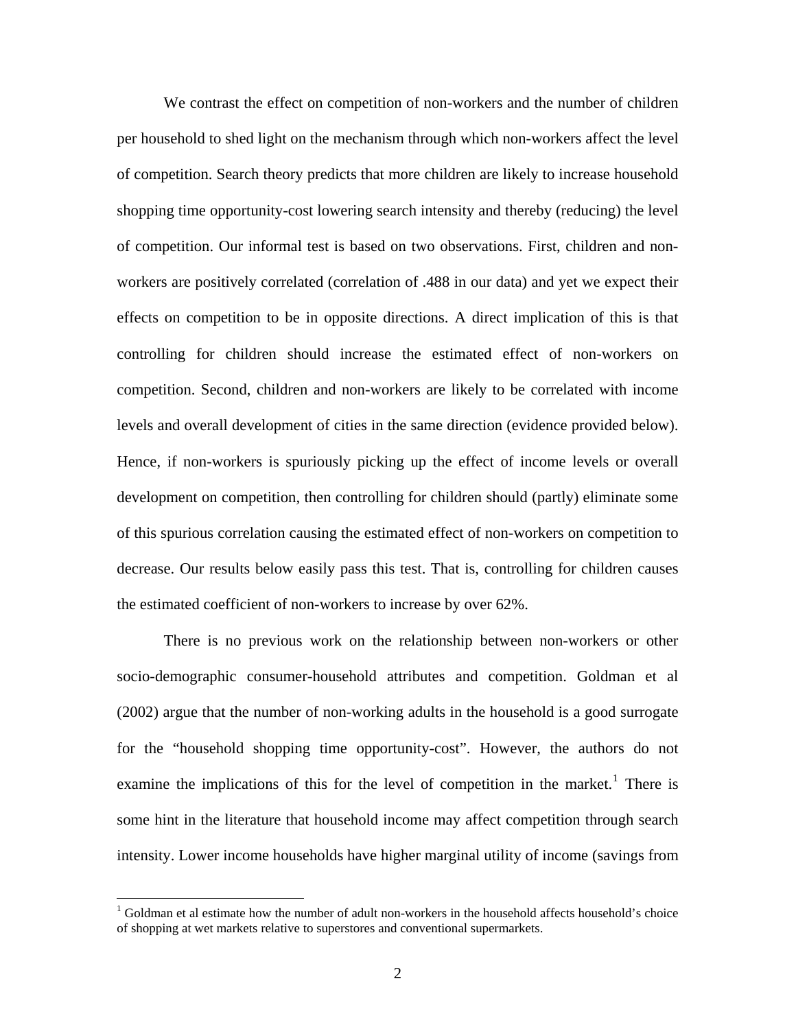We contrast the effect on competition of non-workers and the number of children per household to shed light on the mechanism through which non-workers affect the level of competition. Search theory predicts that more children are likely to increase household shopping time opportunity-cost lowering search intensity and thereby (reducing) the level of competition. Our informal test is based on two observations. First, children and non-workers are positively correlated (correlation of .488 in our data) and yet we expect their effects on competition to be in opposite directions. A direct implication of this is that controlling for children should increase the estimated effect of non-workers on competition. Second, children and non-workers are likely to be correlated with income levels and overall development of cities in the same direction (evidence provided below). Hence, if non-workers is spuriously picking up the effect of income levels or overall development on competition, then controlling for children should (partly) eliminate some of this spurious correlation causing the estimated effect of non-workers on competition to decrease. Our results below easily pass this test. That is, controlling for children causes the estimated coefficient of non-workers to increase by over 62%.

There is no previous work on the relationship between non-workers or other socio-demographic consumer-household attributes and competition. Goldman et al (2002) argue that the number of non-working adults in the household is a good surrogate for the "household shopping time opportunity-cost". However, the authors do not examine the implications of this for the level of competition in the market.[1] There is some hint in the literature that household income may affect competition through search intensity. Lower income households have higher marginal utility of income (savings from

[1] Goldman et al estimate how the number of adult non-workers in the household affects household's choice of shopping at wet markets relative to superstores and conventional supermarkets.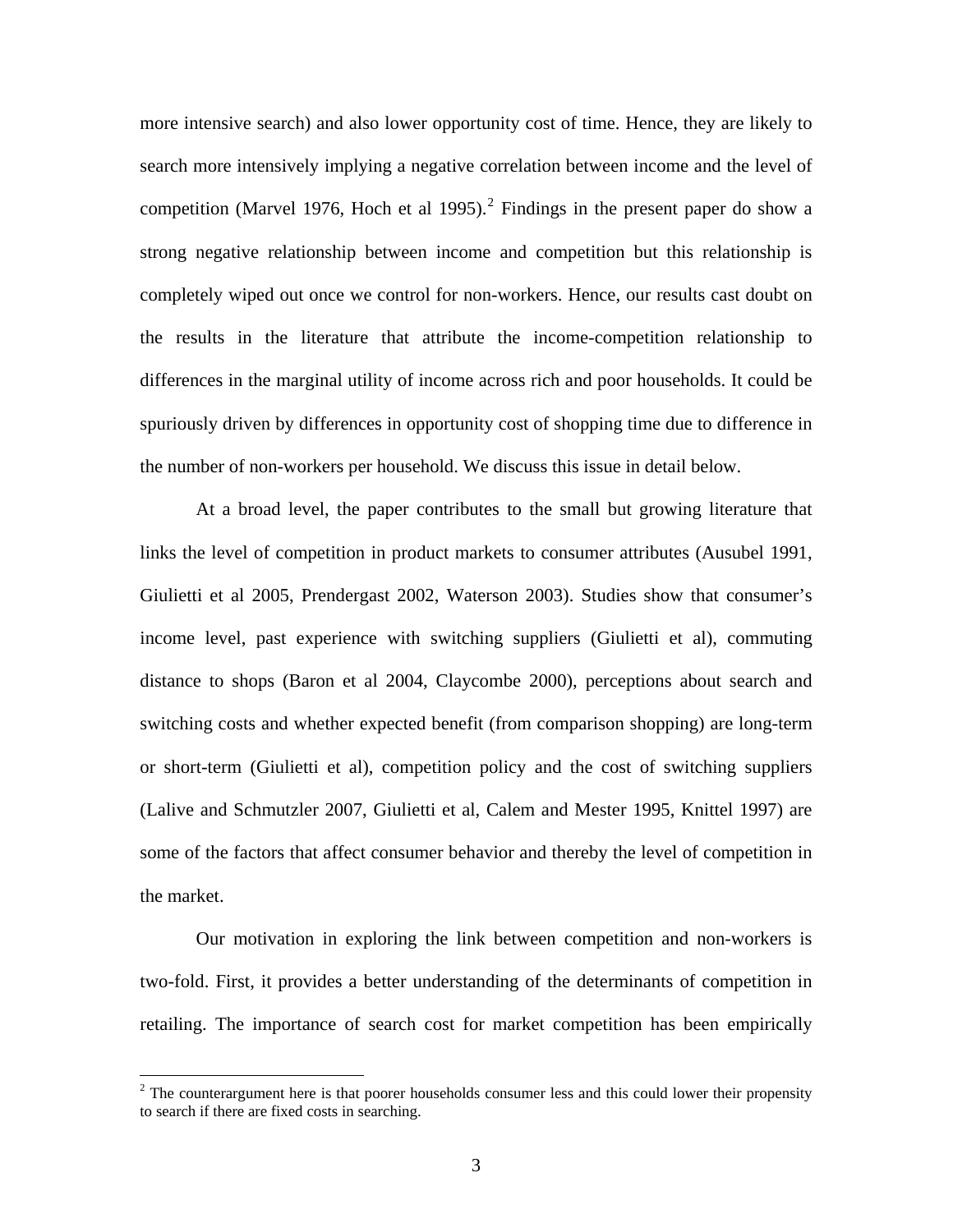more intensive search) and also lower opportunity cost of time. Hence, they are likely to search more intensively implying a negative correlation between income and the level of competition (Marvel 1976, Hoch et al 1995).[2] Findings in the present paper do show a strong negative relationship between income and competition but this relationship is completely wiped out once we control for non-workers. Hence, our results cast doubt on the results in the literature that attribute the income-competition relationship to differences in the marginal utility of income across rich and poor households. It could be spuriously driven by differences in opportunity cost of shopping time due to difference in the number of non-workers per household. We discuss this issue in detail below.

At a broad level, the paper contributes to the small but growing literature that links the level of competition in product markets to consumer attributes (Ausubel 1991, Giulietti et al 2005, Prendergast 2002, Waterson 2003). Studies show that consumer's income level, past experience with switching suppliers (Giulietti et al), commuting distance to shops (Baron et al 2004, Claycombe 2000), perceptions about search and switching costs and whether expected benefit (from comparison shopping) are long-term or short-term (Giulietti et al), competition policy and the cost of switching suppliers (Lalive and Schmutzler 2007, Giulietti et al, Calem and Mester 1995, Knittel 1997) are some of the factors that affect consumer behavior and thereby the level of competition in the market.

Our motivation in exploring the link between competition and non-workers is two-fold. First, it provides a better understanding of the determinants of competition in retailing. The importance of search cost for market competition has been empirically

[2] The counterargument here is that poorer households consumer less and this could lower their propensity to search if there are fixed costs in searching.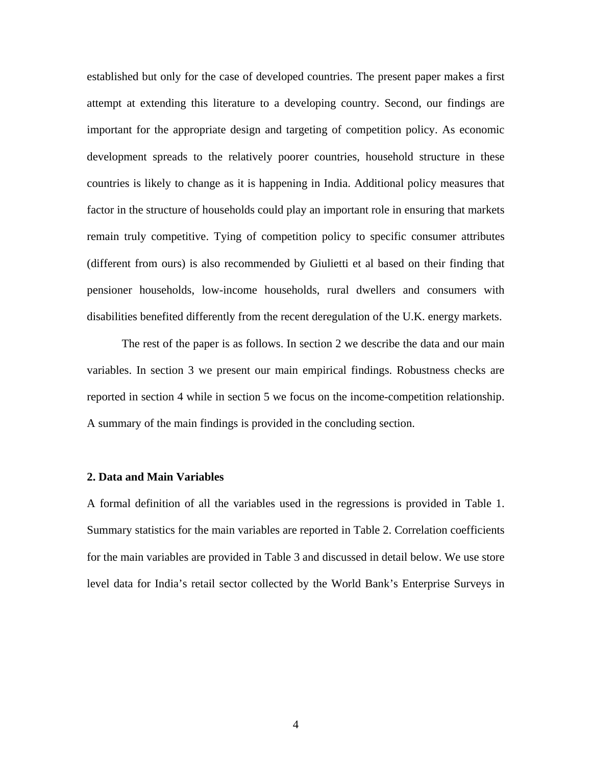established but only for the case of developed countries. The present paper makes a first attempt at extending this literature to a developing country. Second, our findings are important for the appropriate design and targeting of competition policy. As economic development spreads to the relatively poorer countries, household structure in these countries is likely to change as it is happening in India. Additional policy measures that factor in the structure of households could play an important role in ensuring that markets remain truly competitive. Tying of competition policy to specific consumer attributes (different from ours) is also recommended by Giulietti et al based on their finding that pensioner households, low-income households, rural dwellers and consumers with disabilities benefited differently from the recent deregulation of the U.K. energy markets.

The rest of the paper is as follows. In section 2 we describe the data and our main variables. In section 3 we present our main empirical findings. Robustness checks are reported in section 4 while in section 5 we focus on the income-competition relationship. A summary of the main findings is provided in the concluding section.

## 2. Data and Main Variables

A formal definition of all the variables used in the regressions is provided in Table 1. Summary statistics for the main variables are reported in Table 2. Correlation coefficients for the main variables are provided in Table 3 and discussed in detail below. We use store level data for India's retail sector collected by the World Bank's Enterprise Surveys in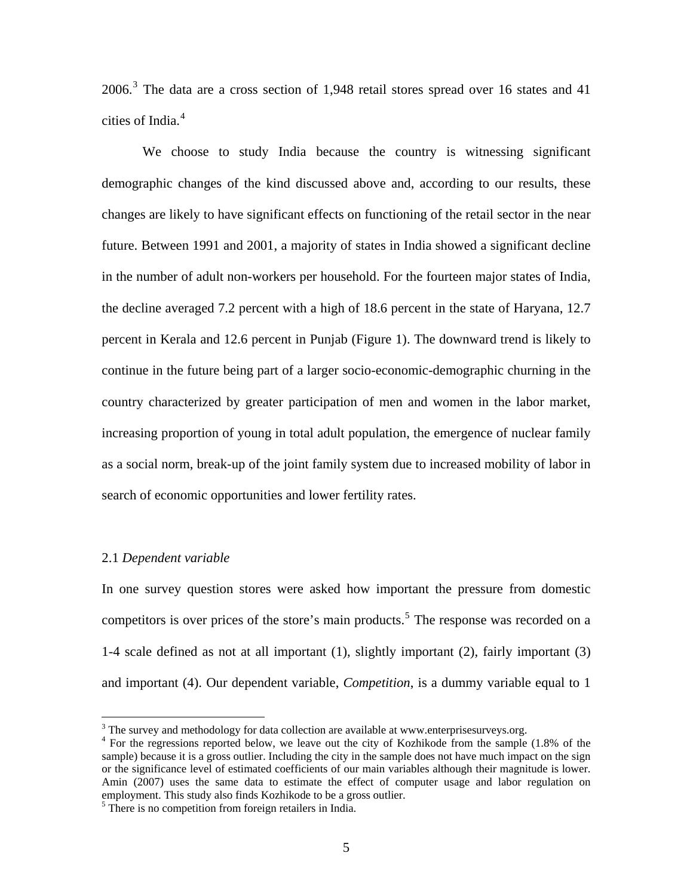2006.[3] The data are a cross section of 1,948 retail stores spread over 16 states and 41 cities of India.[4]

We choose to study India because the country is witnessing significant demographic changes of the kind discussed above and, according to our results, these changes are likely to have significant effects on functioning of the retail sector in the near future. Between 1991 and 2001, a majority of states in India showed a significant decline in the number of adult non-workers per household. For the fourteen major states of India, the decline averaged 7.2 percent with a high of 18.6 percent in the state of Haryana, 12.7 percent in Kerala and 12.6 percent in Punjab (Figure 1). The downward trend is likely to continue in the future being part of a larger socio-economic-demographic churning in the country characterized by greater participation of men and women in the labor market, increasing proportion of young in total adult population, the emergence of nuclear family as a social norm, break-up of the joint family system due to increased mobility of labor in search of economic opportunities and lower fertility rates.

### 2.1 *Dependent variable*

In one survey question stores were asked how important the pressure from domestic competitors is over prices of the store's main products.[5] The response was recorded on a 1-4 scale defined as not at all important (1), slightly important (2), fairly important (3) and important (4). Our dependent variable, *Competition*, is a dummy variable equal to 1

---

[3] The survey and methodology for data collection are available at www.enterprisesurveys.org.

[4] For the regressions reported below, we leave out the city of Kozhikode from the sample (1.8% of the sample) because it is a gross outlier. Including the city in the sample does not have much impact on the sign or the significance level of estimated coefficients of our main variables although their magnitude is lower. Amin (2007) uses the same data to estimate the effect of computer usage and labor regulation on employment. This study also finds Kozhikode to be a gross outlier.

[5] There is no competition from foreign retailers in India.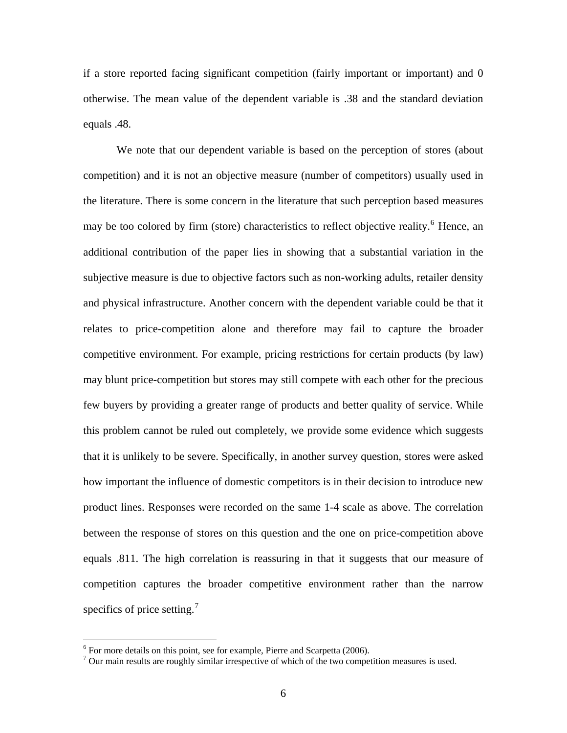if a store reported facing significant competition (fairly important or important) and 0 otherwise. The mean value of the dependent variable is .38 and the standard deviation equals .48.

We note that our dependent variable is based on the perception of stores (about competition) and it is not an objective measure (number of competitors) usually used in the literature. There is some concern in the literature that such perception based measures may be too colored by firm (store) characteristics to reflect objective reality.[6] Hence, an additional contribution of the paper lies in showing that a substantial variation in the subjective measure is due to objective factors such as non-working adults, retailer density and physical infrastructure. Another concern with the dependent variable could be that it relates to price-competition alone and therefore may fail to capture the broader competitive environment. For example, pricing restrictions for certain products (by law) may blunt price-competition but stores may still compete with each other for the precious few buyers by providing a greater range of products and better quality of service. While this problem cannot be ruled out completely, we provide some evidence which suggests that it is unlikely to be severe. Specifically, in another survey question, stores were asked how important the influence of domestic competitors is in their decision to introduce new product lines. Responses were recorded on the same 1-4 scale as above. The correlation between the response of stores on this question and the one on price-competition above equals .811. The high correlation is reassuring in that it suggests that our measure of competition captures the broader competitive environment rather than the narrow specifics of price setting.[7]

---

[6] For more details on this point, see for example, Pierre and Scarpetta (2006).

[7] Our main results are roughly similar irrespective of which of the two competition measures is used.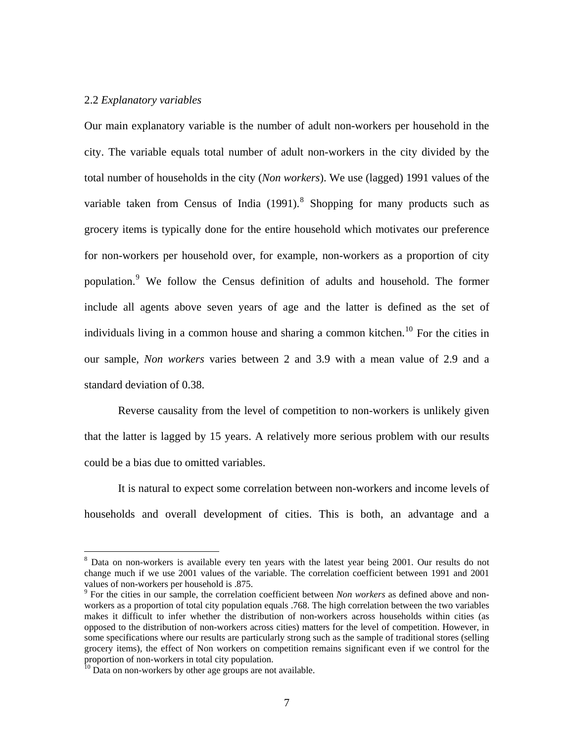### 2.2 *Explanatory variables*

Our main explanatory variable is the number of adult non-workers per household in the city. The variable equals total number of adult non-workers in the city divided by the total number of households in the city (*Non workers*). We use (lagged) 1991 values of the variable taken from Census of India (1991).[8] Shopping for many products such as grocery items is typically done for the entire household which motivates our preference for non-workers per household over, for example, non-workers as a proportion of city population.[9] We follow the Census definition of adults and household. The former include all agents above seven years of age and the latter is defined as the set of individuals living in a common house and sharing a common kitchen.[10] For the cities in our sample, *Non workers* varies between 2 and 3.9 with a mean value of 2.9 and a standard deviation of 0.38.

Reverse causality from the level of competition to non-workers is unlikely given that the latter is lagged by 15 years. A relatively more serious problem with our results could be a bias due to omitted variables.

It is natural to expect some correlation between non-workers and income levels of households and overall development of cities. This is both, an advantage and a

---

[8] Data on non-workers is available every ten years with the latest year being 2001. Our results do not change much if we use 2001 values of the variable. The correlation coefficient between 1991 and 2001 values of non-workers per household is .875.

[9] For the cities in our sample, the correlation coefficient between *Non workers* as defined above and non-workers as a proportion of total city population equals .768. The high correlation between the two variables makes it difficult to infer whether the distribution of non-workers across households within cities (as opposed to the distribution of non-workers across cities) matters for the level of competition. However, in some specifications where our results are particularly strong such as the sample of traditional stores (selling grocery items), the effect of Non workers on competition remains significant even if we control for the proportion of non-workers in total city population.

[10] Data on non-workers by other age groups are not available.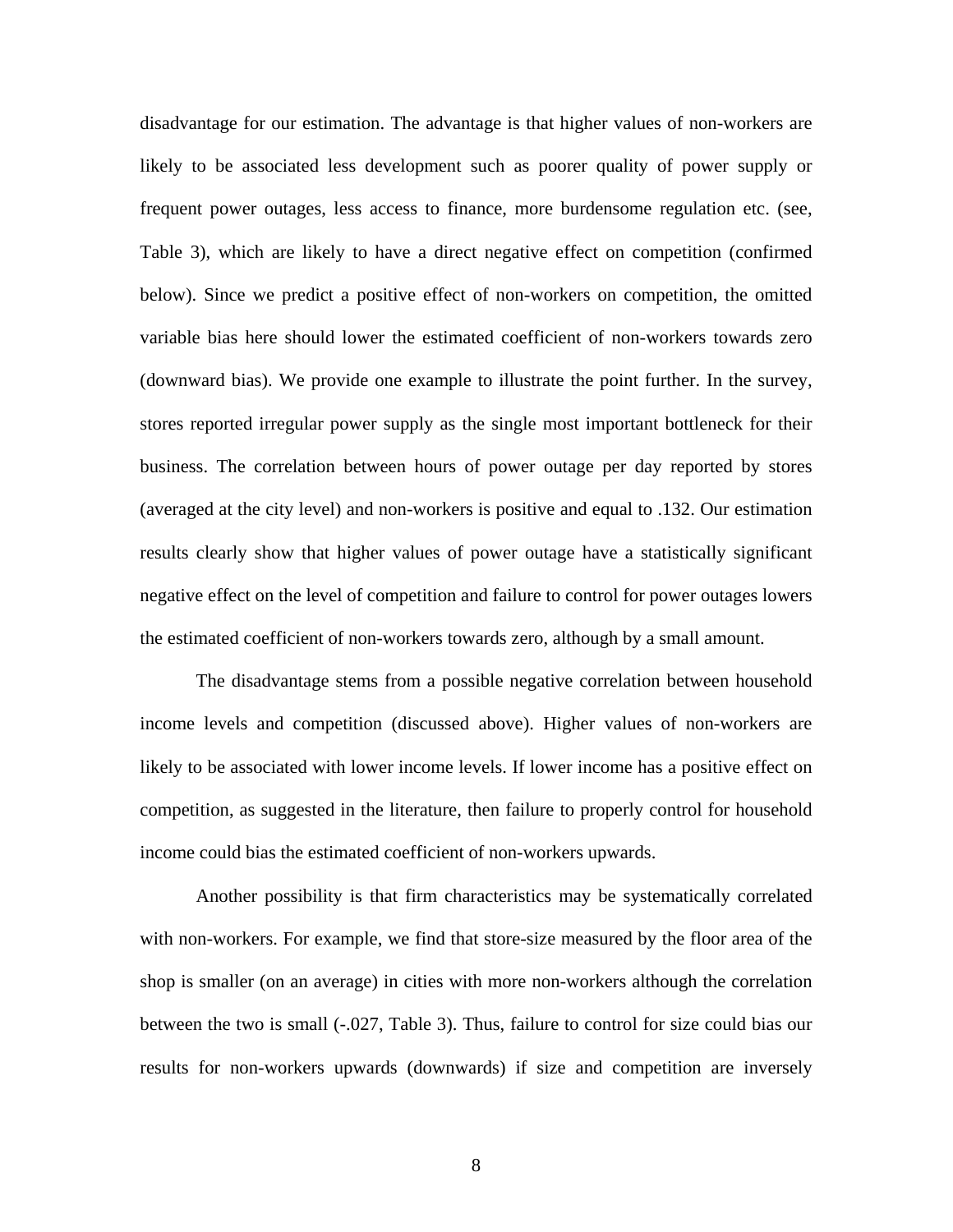disadvantage for our estimation. The advantage is that higher values of non-workers are likely to be associated less development such as poorer quality of power supply or frequent power outages, less access to finance, more burdensome regulation etc. (see, Table 3), which are likely to have a direct negative effect on competition (confirmed below). Since we predict a positive effect of non-workers on competition, the omitted variable bias here should lower the estimated coefficient of non-workers towards zero (downward bias). We provide one example to illustrate the point further. In the survey, stores reported irregular power supply as the single most important bottleneck for their business. The correlation between hours of power outage per day reported by stores (averaged at the city level) and non-workers is positive and equal to .132. Our estimation results clearly show that higher values of power outage have a statistically significant negative effect on the level of competition and failure to control for power outages lowers the estimated coefficient of non-workers towards zero, although by a small amount.

The disadvantage stems from a possible negative correlation between household income levels and competition (discussed above). Higher values of non-workers are likely to be associated with lower income levels. If lower income has a positive effect on competition, as suggested in the literature, then failure to properly control for household income could bias the estimated coefficient of non-workers upwards.

Another possibility is that firm characteristics may be systematically correlated with non-workers. For example, we find that store-size measured by the floor area of the shop is smaller (on an average) in cities with more non-workers although the correlation between the two is small (-.027, Table 3). Thus, failure to control for size could bias our results for non-workers upwards (downwards) if size and competition are inversely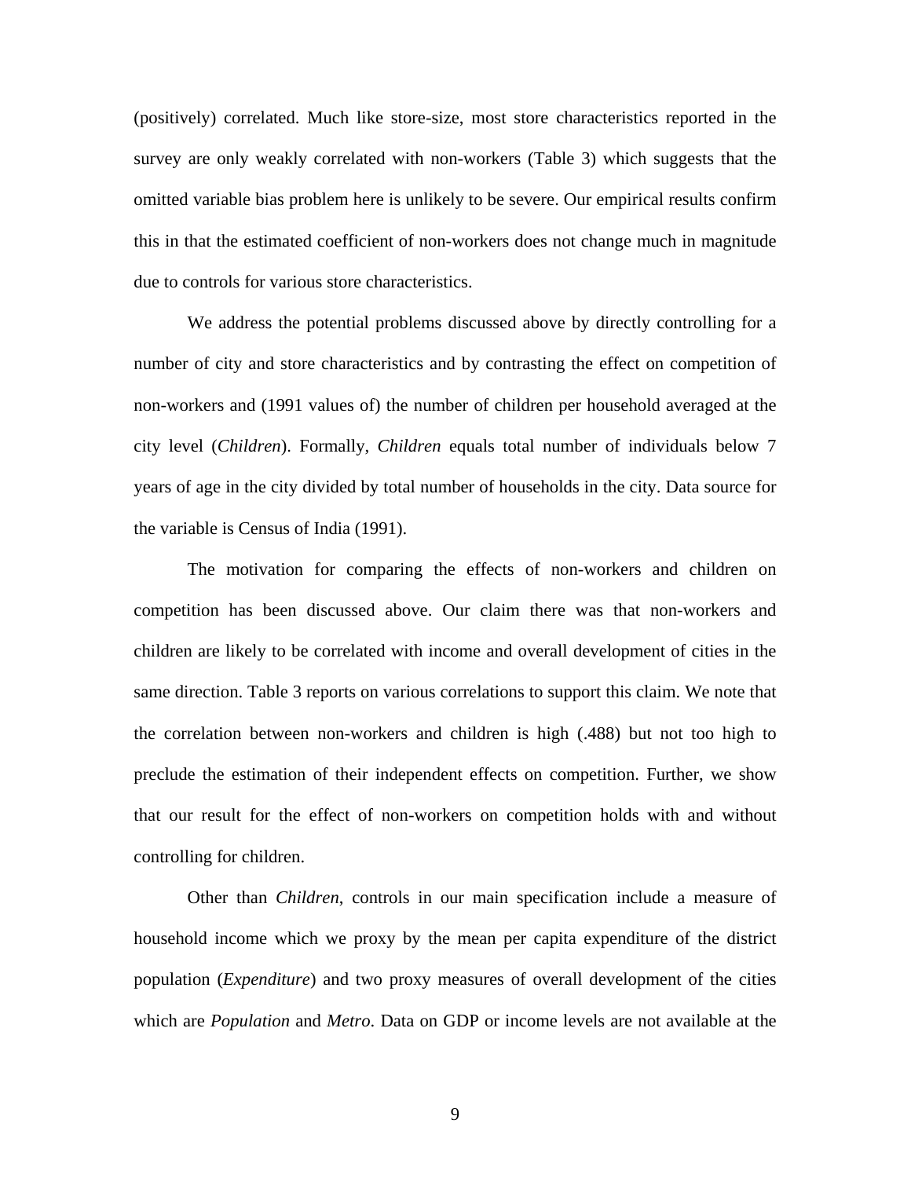(positively) correlated. Much like store-size, most store characteristics reported in the survey are only weakly correlated with non-workers (Table 3) which suggests that the omitted variable bias problem here is unlikely to be severe. Our empirical results confirm this in that the estimated coefficient of non-workers does not change much in magnitude due to controls for various store characteristics.

We address the potential problems discussed above by directly controlling for a number of city and store characteristics and by contrasting the effect on competition of non-workers and (1991 values of) the number of children per household averaged at the city level (*Children*). Formally, *Children* equals total number of individuals below 7 years of age in the city divided by total number of households in the city. Data source for the variable is Census of India (1991).

The motivation for comparing the effects of non-workers and children on competition has been discussed above. Our claim there was that non-workers and children are likely to be correlated with income and overall development of cities in the same direction. Table 3 reports on various correlations to support this claim. We note that the correlation between non-workers and children is high (.488) but not too high to preclude the estimation of their independent effects on competition. Further, we show that our result for the effect of non-workers on competition holds with and without controlling for children.

Other than *Children*, controls in our main specification include a measure of household income which we proxy by the mean per capita expenditure of the district population (*Expenditure*) and two proxy measures of overall development of the cities which are *Population* and *Metro*. Data on GDP or income levels are not available at the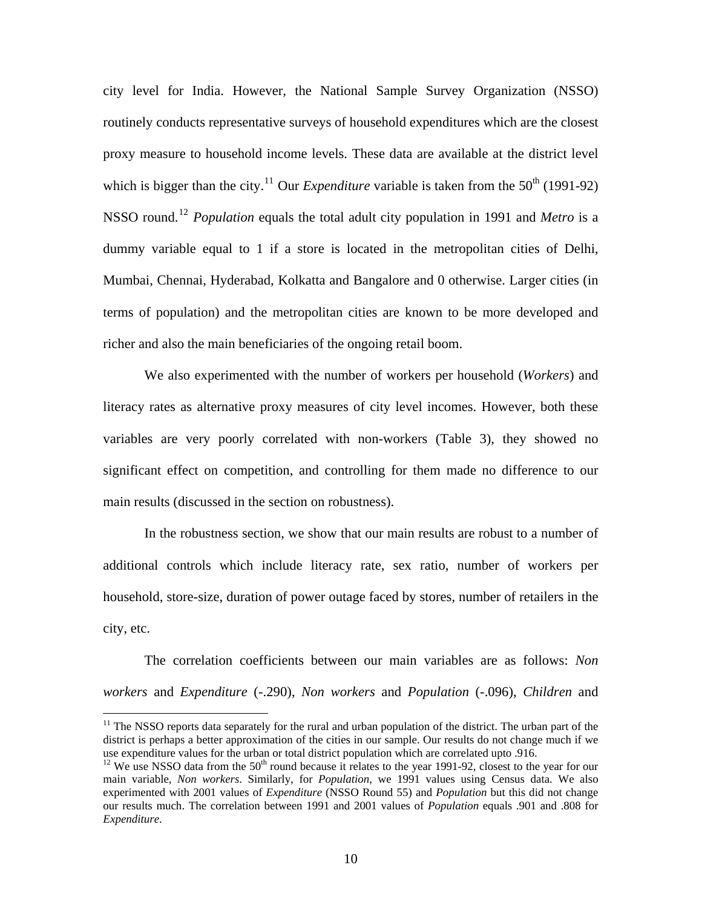city level for India. However, the National Sample Survey Organization (NSSO) routinely conducts representative surveys of household expenditures which are the closest proxy measure to household income levels. These data are available at the district level which is bigger than the city.[11] Our *Expenditure* variable is taken from the 50th (1991-92) NSSO round.[12] *Population* equals the total adult city population in 1991 and *Metro* is a dummy variable equal to 1 if a store is located in the metropolitan cities of Delhi, Mumbai, Chennai, Hyderabad, Kolkatta and Bangalore and 0 otherwise. Larger cities (in terms of population) and the metropolitan cities are known to be more developed and richer and also the main beneficiaries of the ongoing retail boom.

We also experimented with the number of workers per household (*Workers*) and literacy rates as alternative proxy measures of city level incomes. However, both these variables are very poorly correlated with non-workers (Table 3), they showed no significant effect on competition, and controlling for them made no difference to our main results (discussed in the section on robustness).

In the robustness section, we show that our main results are robust to a number of additional controls which include literacy rate, sex ratio, number of workers per household, store-size, duration of power outage faced by stores, number of retailers in the city, etc.

The correlation coefficients between our main variables are as follows: *Non workers* and *Expenditure* (-.290), *Non workers* and *Population* (-.096), *Children* and

---

[11] The NSSO reports data separately for the rural and urban population of the district. The urban part of the district is perhaps a better approximation of the cities in our sample. Our results do not change much if we use expenditure values for the urban or total district population which are correlated upto .916.

[12] We use NSSO data from the 50th round because it relates to the year 1991-92, closest to the year for our main variable, *Non workers*. Similarly, for *Population*, we 1991 values using Census data. We also experimented with 2001 values of *Expenditure* (NSSO Round 55) and *Population* but this did not change our results much. The correlation between 1991 and 2001 values of *Population* equals .901 and .808 for *Expenditure*.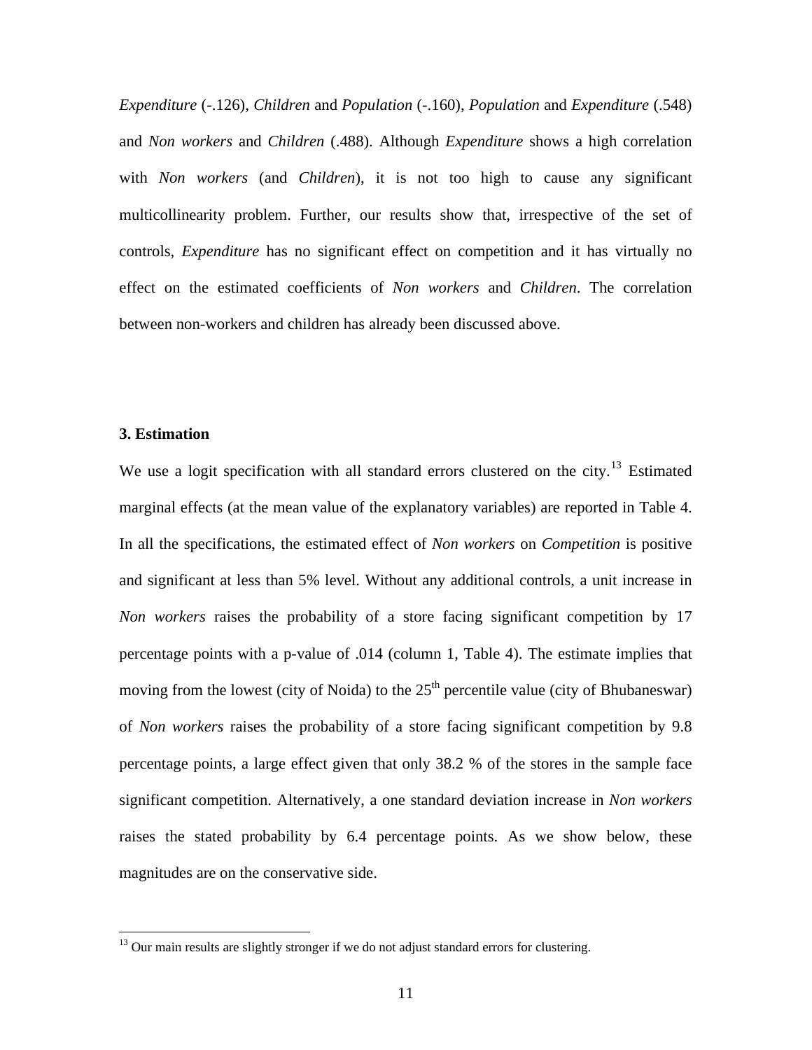*Expenditure* (-.126), *Children* and *Population* (-.160), *Population* and *Expenditure* (.548) and *Non workers* and *Children* (.488). Although *Expenditure* shows a high correlation with *Non workers* (and *Children*), it is not too high to cause any significant multicollinearity problem. Further, our results show that, irrespective of the set of controls, *Expenditure* has no significant effect on competition and it has virtually no effect on the estimated coefficients of *Non workers* and *Children*. The correlation between non-workers and children has already been discussed above.

**3. Estimation**

We use a logit specification with all standard errors clustered on the city.[13] Estimated marginal effects (at the mean value of the explanatory variables) are reported in Table 4. In all the specifications, the estimated effect of *Non workers* on *Competition* is positive and significant at less than 5% level. Without any additional controls, a unit increase in *Non workers* raises the probability of a store facing significant competition by 17 percentage points with a p-value of .014 (column 1, Table 4). The estimate implies that moving from the lowest (city of Noida) to the 25$^{th}$ percentile value (city of Bhubaneswar) of *Non workers* raises the probability of a store facing significant competition by 9.8 percentage points, a large effect given that only 38.2 % of the stores in the sample face significant competition. Alternatively, a one standard deviation increase in *Non workers* raises the stated probability by 6.4 percentage points. As we show below, these magnitudes are on the conservative side.

[13] Our main results are slightly stronger if we do not adjust standard errors for clustering.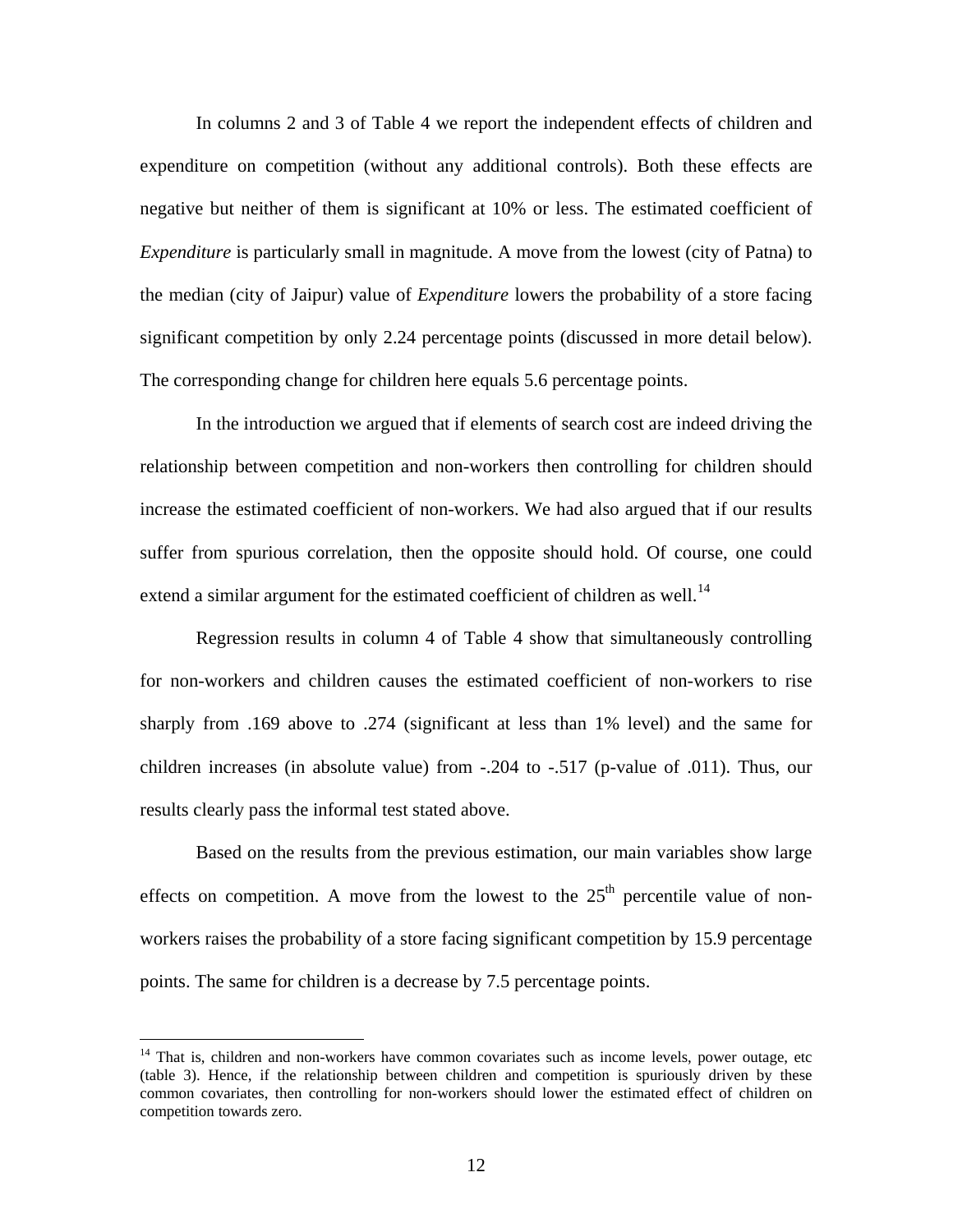In columns 2 and 3 of Table 4 we report the independent effects of children and expenditure on competition (without any additional controls). Both these effects are negative but neither of them is significant at 10% or less. The estimated coefficient of *Expenditure* is particularly small in magnitude. A move from the lowest (city of Patna) to the median (city of Jaipur) value of *Expenditure* lowers the probability of a store facing significant competition by only 2.24 percentage points (discussed in more detail below). The corresponding change for children here equals 5.6 percentage points.

In the introduction we argued that if elements of search cost are indeed driving the relationship between competition and non-workers then controlling for children should increase the estimated coefficient of non-workers. We had also argued that if our results suffer from spurious correlation, then the opposite should hold. Of course, one could extend a similar argument for the estimated coefficient of children as well.[14]

Regression results in column 4 of Table 4 show that simultaneously controlling for non-workers and children causes the estimated coefficient of non-workers to rise sharply from .169 above to .274 (significant at less than 1% level) and the same for children increases (in absolute value) from -.204 to -.517 (p-value of .011). Thus, our results clearly pass the informal test stated above.

Based on the results from the previous estimation, our main variables show large effects on competition. A move from the lowest to the 25[th] percentile value of non-workers raises the probability of a store facing significant competition by 15.9 percentage points. The same for children is a decrease by 7.5 percentage points.

[14] That is, children and non-workers have common covariates such as income levels, power outage, etc (table 3). Hence, if the relationship between children and competition is spuriously driven by these common covariates, then controlling for non-workers should lower the estimated effect of children on competition towards zero.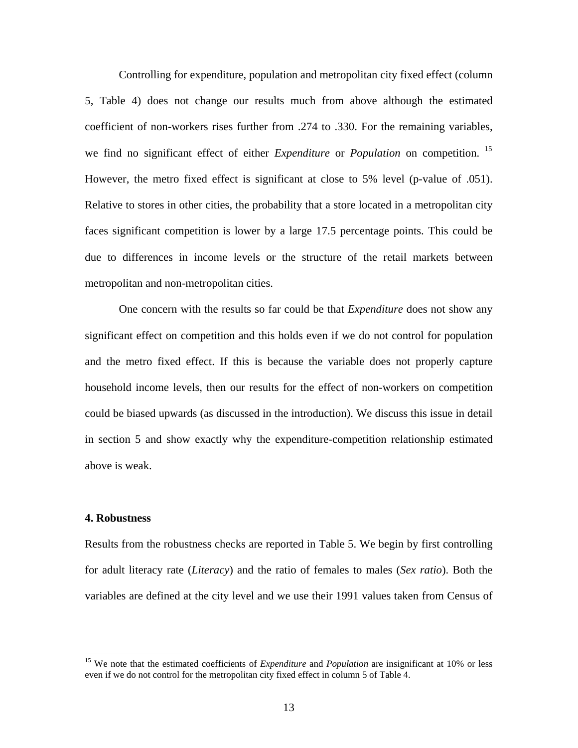Controlling for expenditure, population and metropolitan city fixed effect (column 5, Table 4) does not change our results much from above although the estimated coefficient of non-workers rises further from .274 to .330. For the remaining variables, we find no significant effect of either *Expenditure* or *Population* on competition. [15] However, the metro fixed effect is significant at close to 5% level (p-value of .051). Relative to stores in other cities, the probability that a store located in a metropolitan city faces significant competition is lower by a large 17.5 percentage points. This could be due to differences in income levels or the structure of the retail markets between metropolitan and non-metropolitan cities.

One concern with the results so far could be that *Expenditure* does not show any significant effect on competition and this holds even if we do not control for population and the metro fixed effect. If this is because the variable does not properly capture household income levels, then our results for the effect of non-workers on competition could be biased upwards (as discussed in the introduction). We discuss this issue in detail in section 5 and show exactly why the expenditure-competition relationship estimated above is weak.

## 4. Robustness

Results from the robustness checks are reported in Table 5. We begin by first controlling for adult literacy rate (*Literacy*) and the ratio of females to males (*Sex ratio*). Both the variables are defined at the city level and we use their 1991 values taken from Census of

---

[15] We note that the estimated coefficients of *Expenditure* and *Population* are insignificant at 10% or less even if we do not control for the metropolitan city fixed effect in column 5 of Table 4.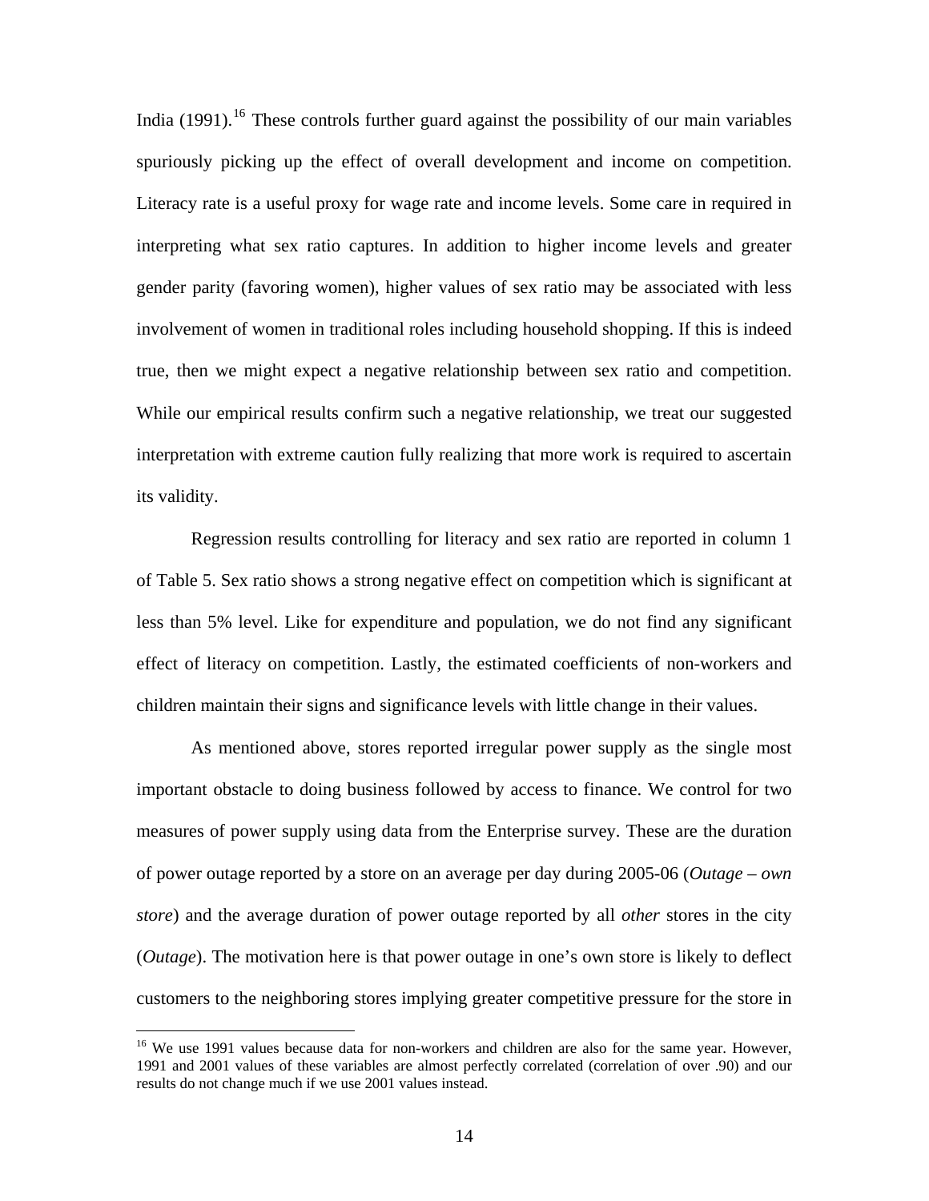India (1991).[16] These controls further guard against the possibility of our main variables spuriously picking up the effect of overall development and income on competition. Literacy rate is a useful proxy for wage rate and income levels. Some care in required in interpreting what sex ratio captures. In addition to higher income levels and greater gender parity (favoring women), higher values of sex ratio may be associated with less involvement of women in traditional roles including household shopping. If this is indeed true, then we might expect a negative relationship between sex ratio and competition. While our empirical results confirm such a negative relationship, we treat our suggested interpretation with extreme caution fully realizing that more work is required to ascertain its validity.

Regression results controlling for literacy and sex ratio are reported in column 1 of Table 5. Sex ratio shows a strong negative effect on competition which is significant at less than 5% level. Like for expenditure and population, we do not find any significant effect of literacy on competition. Lastly, the estimated coefficients of non-workers and children maintain their signs and significance levels with little change in their values.

As mentioned above, stores reported irregular power supply as the single most important obstacle to doing business followed by access to finance. We control for two measures of power supply using data from the Enterprise survey. These are the duration of power outage reported by a store on an average per day during 2005-06 (*Outage – own store*) and the average duration of power outage reported by all *other* stores in the city (*Outage*). The motivation here is that power outage in one's own store is likely to deflect customers to the neighboring stores implying greater competitive pressure for the store in

[16] We use 1991 values because data for non-workers and children are also for the same year. However, 1991 and 2001 values of these variables are almost perfectly correlated (correlation of over .90) and our results do not change much if we use 2001 values instead.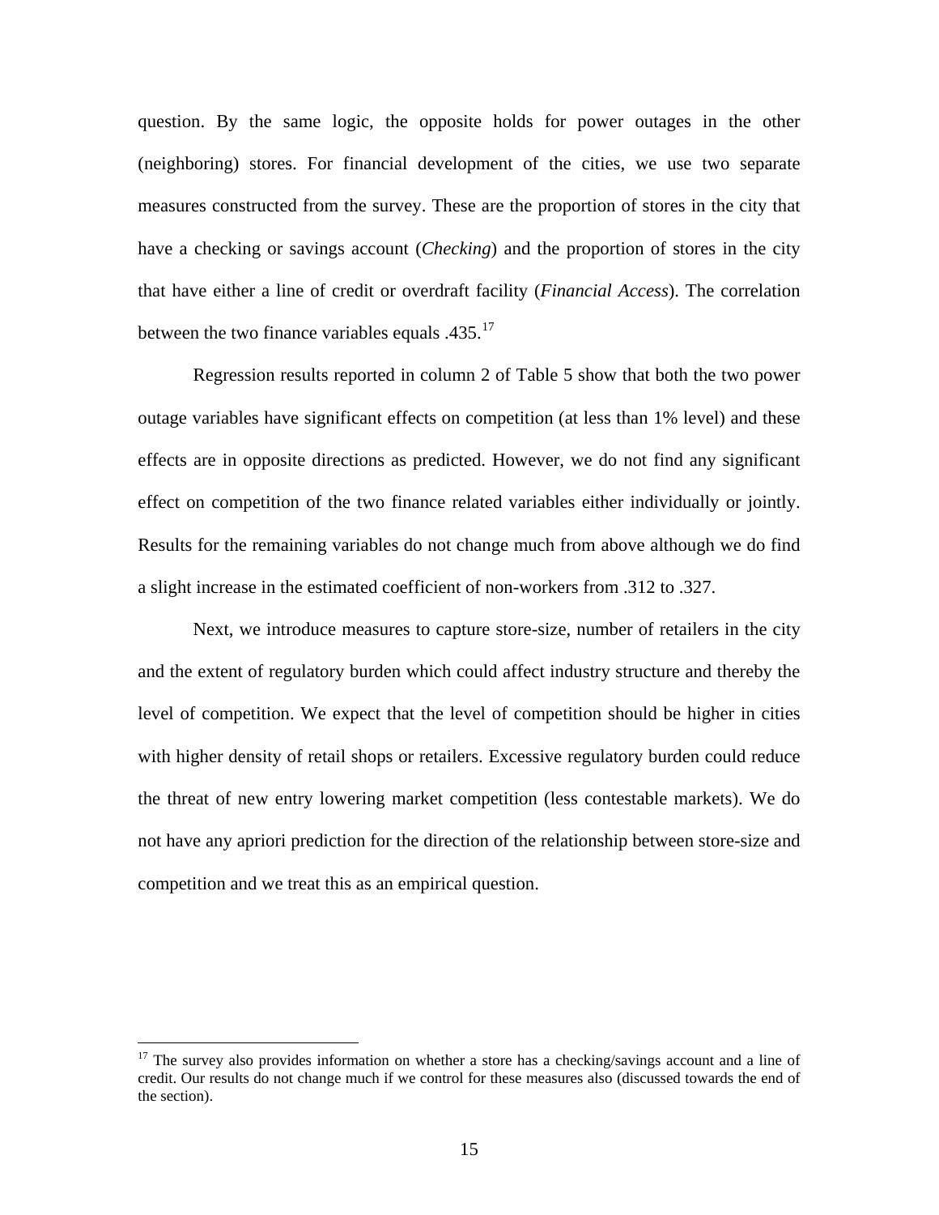question. By the same logic, the opposite holds for power outages in the other (neighboring) stores. For financial development of the cities, we use two separate measures constructed from the survey. These are the proportion of stores in the city that have a checking or savings account (*Checking*) and the proportion of stores in the city that have either a line of credit or overdraft facility (*Financial Access*). The correlation between the two finance variables equals .435.[17]

Regression results reported in column 2 of Table 5 show that both the two power outage variables have significant effects on competition (at less than 1% level) and these effects are in opposite directions as predicted. However, we do not find any significant effect on competition of the two finance related variables either individually or jointly. Results for the remaining variables do not change much from above although we do find a slight increase in the estimated coefficient of non-workers from .312 to .327.

Next, we introduce measures to capture store-size, number of retailers in the city and the extent of regulatory burden which could affect industry structure and thereby the level of competition. We expect that the level of competition should be higher in cities with higher density of retail shops or retailers. Excessive regulatory burden could reduce the threat of new entry lowering market competition (less contestable markets). We do not have any apriori prediction for the direction of the relationship between store-size and competition and we treat this as an empirical question.

[17] The survey also provides information on whether a store has a checking/savings account and a line of credit. Our results do not change much if we control for these measures also (discussed towards the end of the section).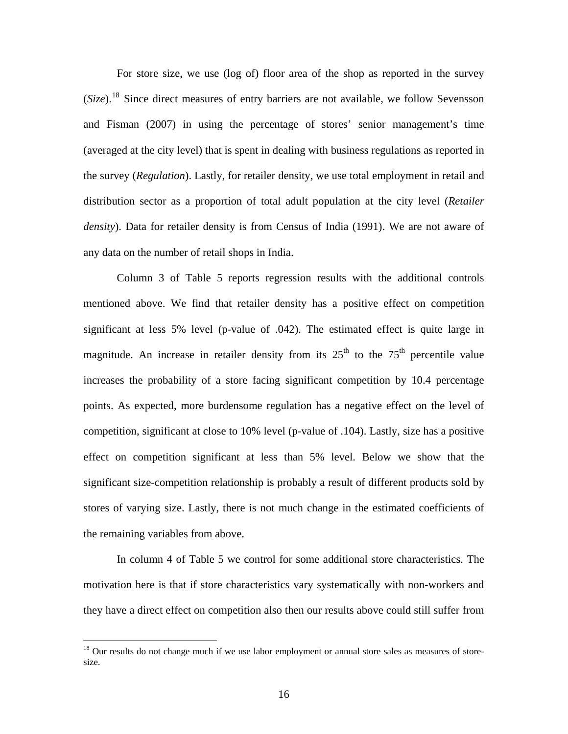For store size, we use (log of) floor area of the shop as reported in the survey (*Size*).[18] Since direct measures of entry barriers are not available, we follow Sevensson and Fisman (2007) in using the percentage of stores' senior management's time (averaged at the city level) that is spent in dealing with business regulations as reported in the survey (*Regulation*). Lastly, for retailer density, we use total employment in retail and distribution sector as a proportion of total adult population at the city level (*Retailer density*). Data for retailer density is from Census of India (1991). We are not aware of any data on the number of retail shops in India.

Column 3 of Table 5 reports regression results with the additional controls mentioned above. We find that retailer density has a positive effect on competition significant at less 5% level (p-value of .042). The estimated effect is quite large in magnitude. An increase in retailer density from its $25^{th}$ to the $75^{th}$ percentile value increases the probability of a store facing significant competition by 10.4 percentage points. As expected, more burdensome regulation has a negative effect on the level of competition, significant at close to 10% level (p-value of .104). Lastly, size has a positive effect on competition significant at less than 5% level. Below we show that the significant size-competition relationship is probably a result of different products sold by stores of varying size. Lastly, there is not much change in the estimated coefficients of the remaining variables from above.

In column 4 of Table 5 we control for some additional store characteristics. The motivation here is that if store characteristics vary systematically with non-workers and they have a direct effect on competition also then our results above could still suffer from

[18] Our results do not change much if we use labor employment or annual store sales as measures of store-size.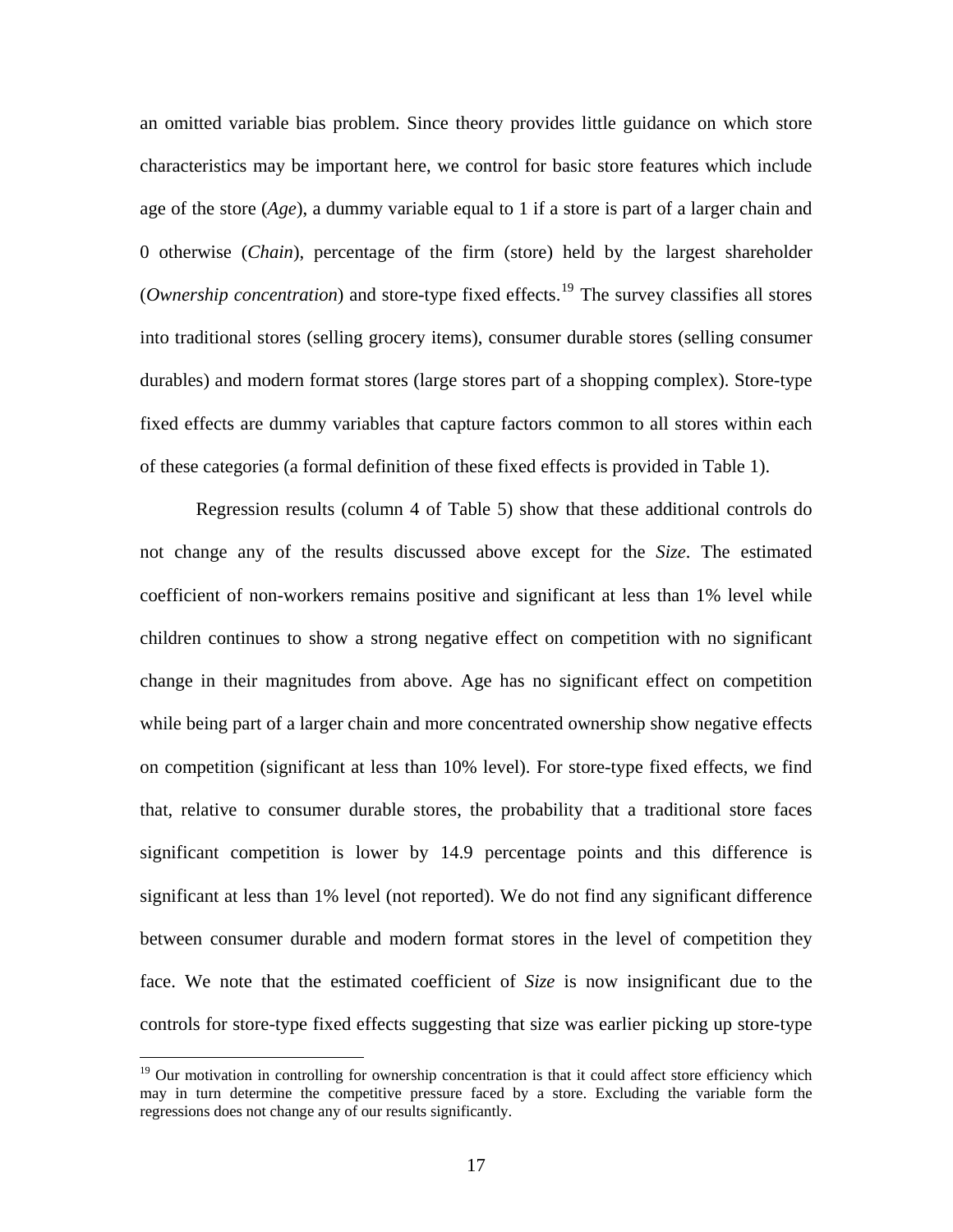an omitted variable bias problem. Since theory provides little guidance on which store characteristics may be important here, we control for basic store features which include age of the store (*Age*), a dummy variable equal to 1 if a store is part of a larger chain and 0 otherwise (*Chain*), percentage of the firm (store) held by the largest shareholder (*Ownership concentration*) and store-type fixed effects.[19] The survey classifies all stores into traditional stores (selling grocery items), consumer durable stores (selling consumer durables) and modern format stores (large stores part of a shopping complex). Store-type fixed effects are dummy variables that capture factors common to all stores within each of these categories (a formal definition of these fixed effects is provided in Table 1).

Regression results (column 4 of Table 5) show that these additional controls do not change any of the results discussed above except for the *Size*. The estimated coefficient of non-workers remains positive and significant at less than 1% level while children continues to show a strong negative effect on competition with no significant change in their magnitudes from above. Age has no significant effect on competition while being part of a larger chain and more concentrated ownership show negative effects on competition (significant at less than 10% level). For store-type fixed effects, we find that, relative to consumer durable stores, the probability that a traditional store faces significant competition is lower by 14.9 percentage points and this difference is significant at less than 1% level (not reported). We do not find any significant difference between consumer durable and modern format stores in the level of competition they face. We note that the estimated coefficient of *Size* is now insignificant due to the controls for store-type fixed effects suggesting that size was earlier picking up store-type

---

[19] Our motivation in controlling for ownership concentration is that it could affect store efficiency which may in turn determine the competitive pressure faced by a store. Excluding the variable form the regressions does not change any of our results significantly.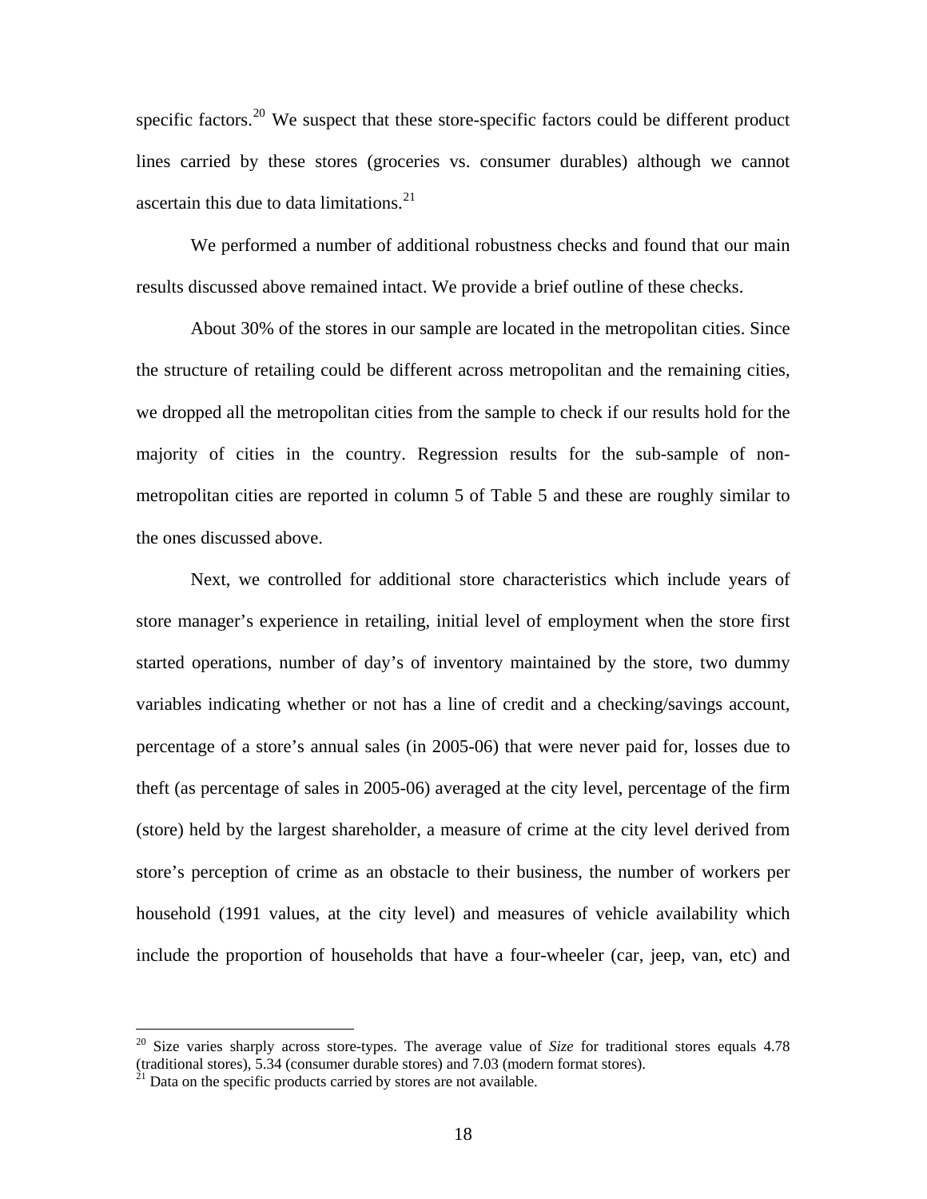specific factors.[20] We suspect that these store-specific factors could be different product lines carried by these stores (groceries vs. consumer durables) although we cannot ascertain this due to data limitations.[21]

We performed a number of additional robustness checks and found that our main results discussed above remained intact. We provide a brief outline of these checks.

About 30% of the stores in our sample are located in the metropolitan cities. Since the structure of retailing could be different across metropolitan and the remaining cities, we dropped all the metropolitan cities from the sample to check if our results hold for the majority of cities in the country. Regression results for the sub-sample of non-metropolitan cities are reported in column 5 of Table 5 and these are roughly similar to the ones discussed above.

Next, we controlled for additional store characteristics which include years of store manager's experience in retailing, initial level of employment when the store first started operations, number of day's of inventory maintained by the store, two dummy variables indicating whether or not has a line of credit and a checking/savings account, percentage of a store's annual sales (in 2005-06) that were never paid for, losses due to theft (as percentage of sales in 2005-06) averaged at the city level, percentage of the firm (store) held by the largest shareholder, a measure of crime at the city level derived from store's perception of crime as an obstacle to their business, the number of workers per household (1991 values, at the city level) and measures of vehicle availability which include the proportion of households that have a four-wheeler (car, jeep, van, etc) and

---

[20] Size varies sharply across store-types. The average value of *Size* for traditional stores equals 4.78 (traditional stores), 5.34 (consumer durable stores) and 7.03 (modern format stores).

[21] Data on the specific products carried by stores are not available.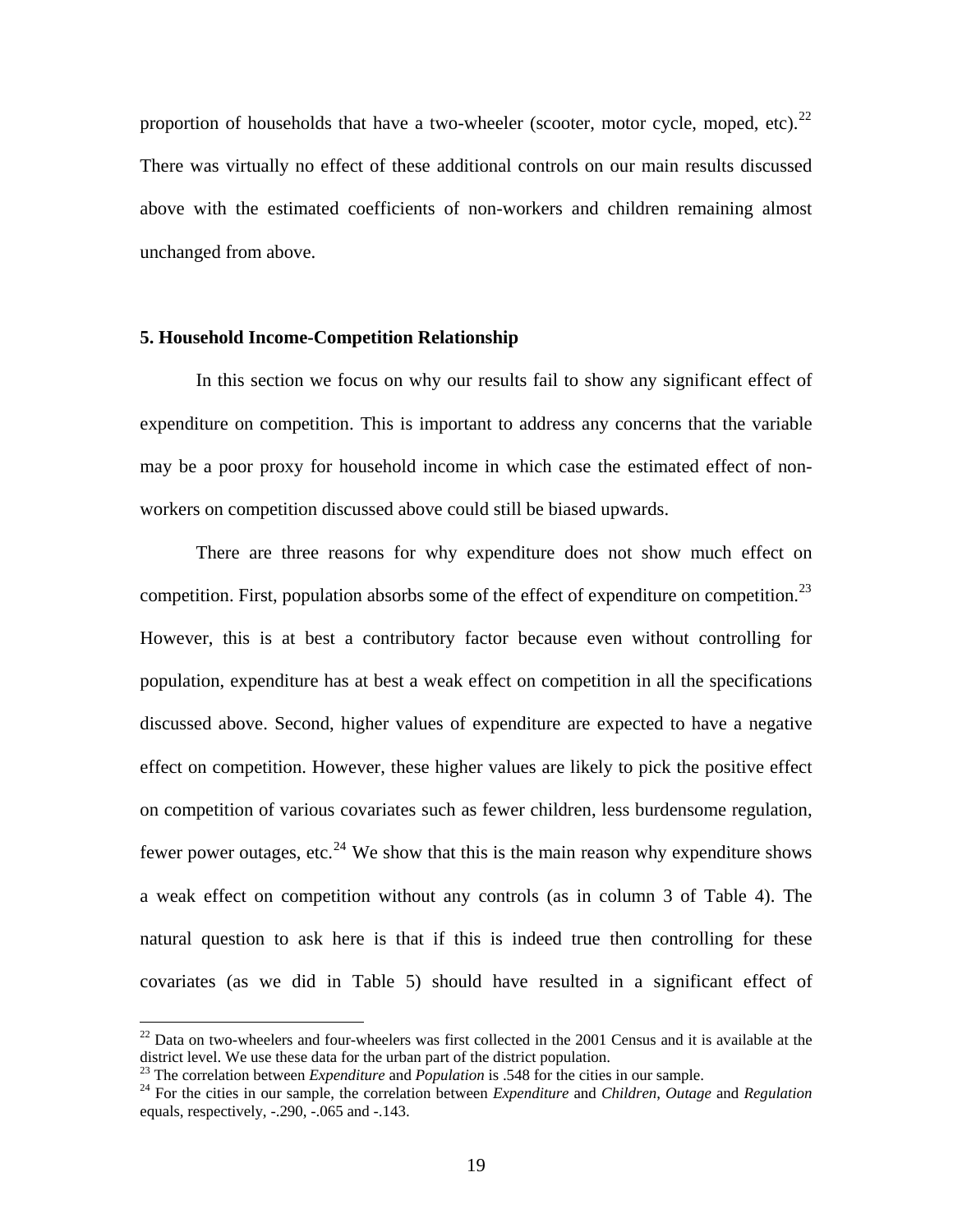proportion of households that have a two-wheeler (scooter, motor cycle, moped, etc).[22] There was virtually no effect of these additional controls on our main results discussed above with the estimated coefficients of non-workers and children remaining almost unchanged from above.

**5. Household Income-Competition Relationship**

In this section we focus on why our results fail to show any significant effect of expenditure on competition. This is important to address any concerns that the variable may be a poor proxy for household income in which case the estimated effect of non-workers on competition discussed above could still be biased upwards.

There are three reasons for why expenditure does not show much effect on competition. First, population absorbs some of the effect of expenditure on competition.[23] However, this is at best a contributory factor because even without controlling for population, expenditure has at best a weak effect on competition in all the specifications discussed above. Second, higher values of expenditure are expected to have a negative effect on competition. However, these higher values are likely to pick the positive effect on competition of various covariates such as fewer children, less burdensome regulation, fewer power outages, etc.[24] We show that this is the main reason why expenditure shows a weak effect on competition without any controls (as in column 3 of Table 4). The natural question to ask here is that if this is indeed true then controlling for these covariates (as we did in Table 5) should have resulted in a significant effect of

[22] Data on two-wheelers and four-wheelers was first collected in the 2001 Census and it is available at the district level. We use these data for the urban part of the district population.

[23] The correlation between *Expenditure* and *Population* is .548 for the cities in our sample.

[24] For the cities in our sample, the correlation between *Expenditure* and *Children*, *Outage* and *Regulation* equals, respectively, -.290, -.065 and -.143.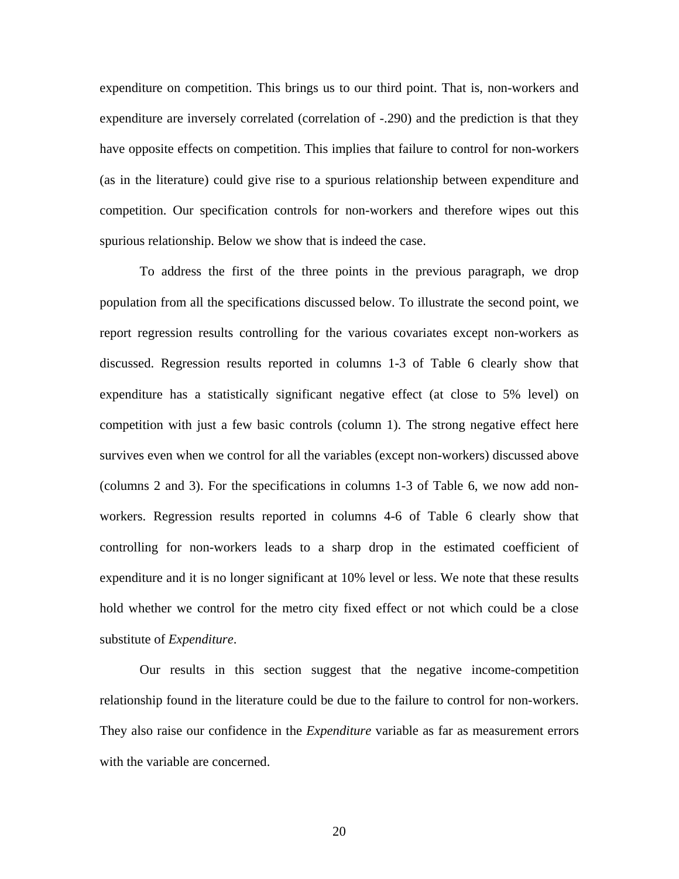expenditure on competition. This brings us to our third point. That is, non-workers and expenditure are inversely correlated (correlation of -.290) and the prediction is that they have opposite effects on competition. This implies that failure to control for non-workers (as in the literature) could give rise to a spurious relationship between expenditure and competition. Our specification controls for non-workers and therefore wipes out this spurious relationship. Below we show that is indeed the case.

To address the first of the three points in the previous paragraph, we drop population from all the specifications discussed below. To illustrate the second point, we report regression results controlling for the various covariates except non-workers as discussed. Regression results reported in columns 1-3 of Table 6 clearly show that expenditure has a statistically significant negative effect (at close to 5% level) on competition with just a few basic controls (column 1). The strong negative effect here survives even when we control for all the variables (except non-workers) discussed above (columns 2 and 3). For the specifications in columns 1-3 of Table 6, we now add non-workers. Regression results reported in columns 4-6 of Table 6 clearly show that controlling for non-workers leads to a sharp drop in the estimated coefficient of expenditure and it is no longer significant at 10% level or less. We note that these results hold whether we control for the metro city fixed effect or not which could be a close substitute of *Expenditure*.

Our results in this section suggest that the negative income-competition relationship found in the literature could be due to the failure to control for non-workers. They also raise our confidence in the *Expenditure* variable as far as measurement errors with the variable are concerned.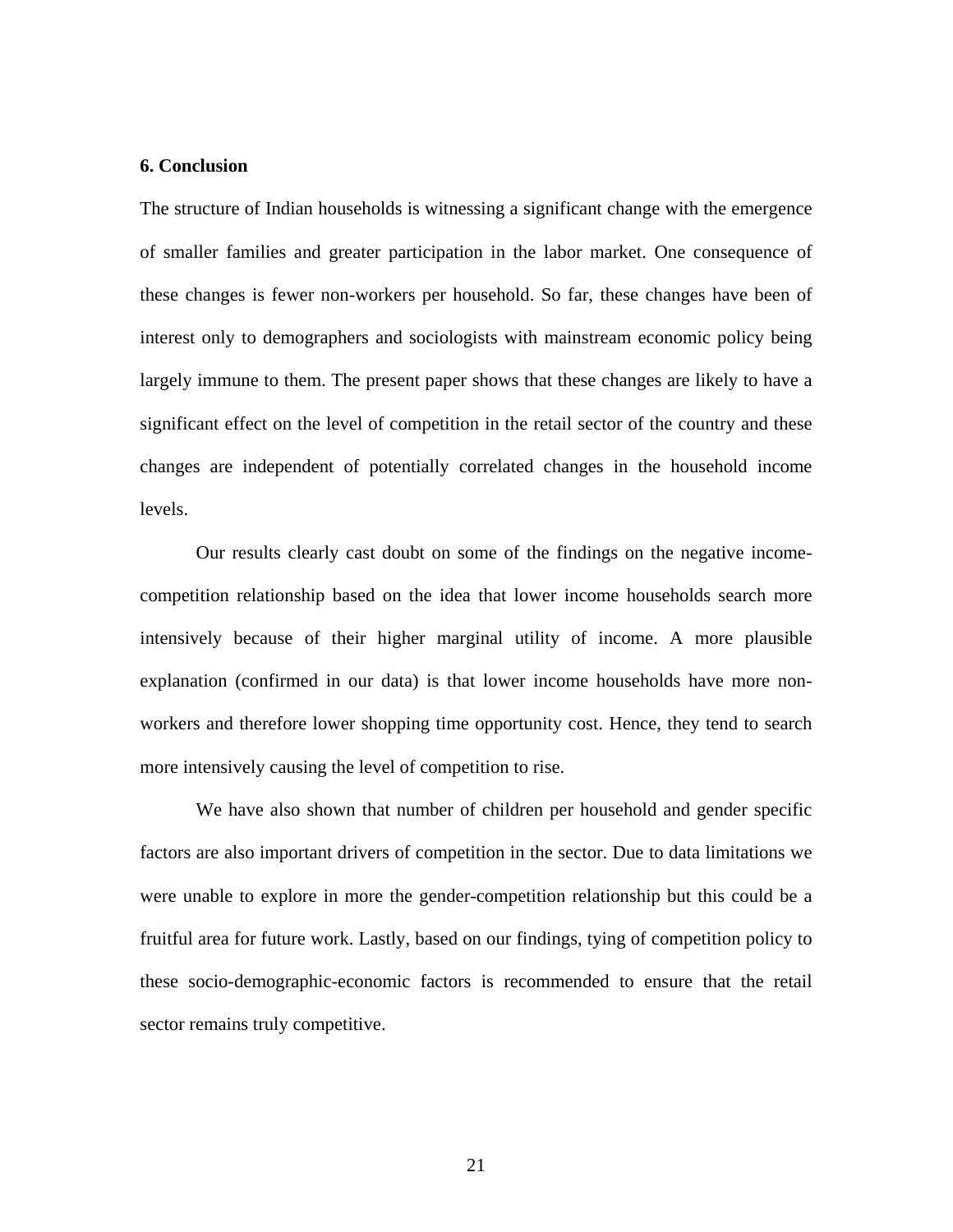## 6. Conclusion

The structure of Indian households is witnessing a significant change with the emergence of smaller families and greater participation in the labor market. One consequence of these changes is fewer non-workers per household. So far, these changes have been of interest only to demographers and sociologists with mainstream economic policy being largely immune to them. The present paper shows that these changes are likely to have a significant effect on the level of competition in the retail sector of the country and these changes are independent of potentially correlated changes in the household income levels.

Our results clearly cast doubt on some of the findings on the negative income-competition relationship based on the idea that lower income households search more intensively because of their higher marginal utility of income. A more plausible explanation (confirmed in our data) is that lower income households have more non-workers and therefore lower shopping time opportunity cost. Hence, they tend to search more intensively causing the level of competition to rise.

We have also shown that number of children per household and gender specific factors are also important drivers of competition in the sector. Due to data limitations we were unable to explore in more the gender-competition relationship but this could be a fruitful area for future work. Lastly, based on our findings, tying of competition policy to these socio-demographic-economic factors is recommended to ensure that the retail sector remains truly competitive.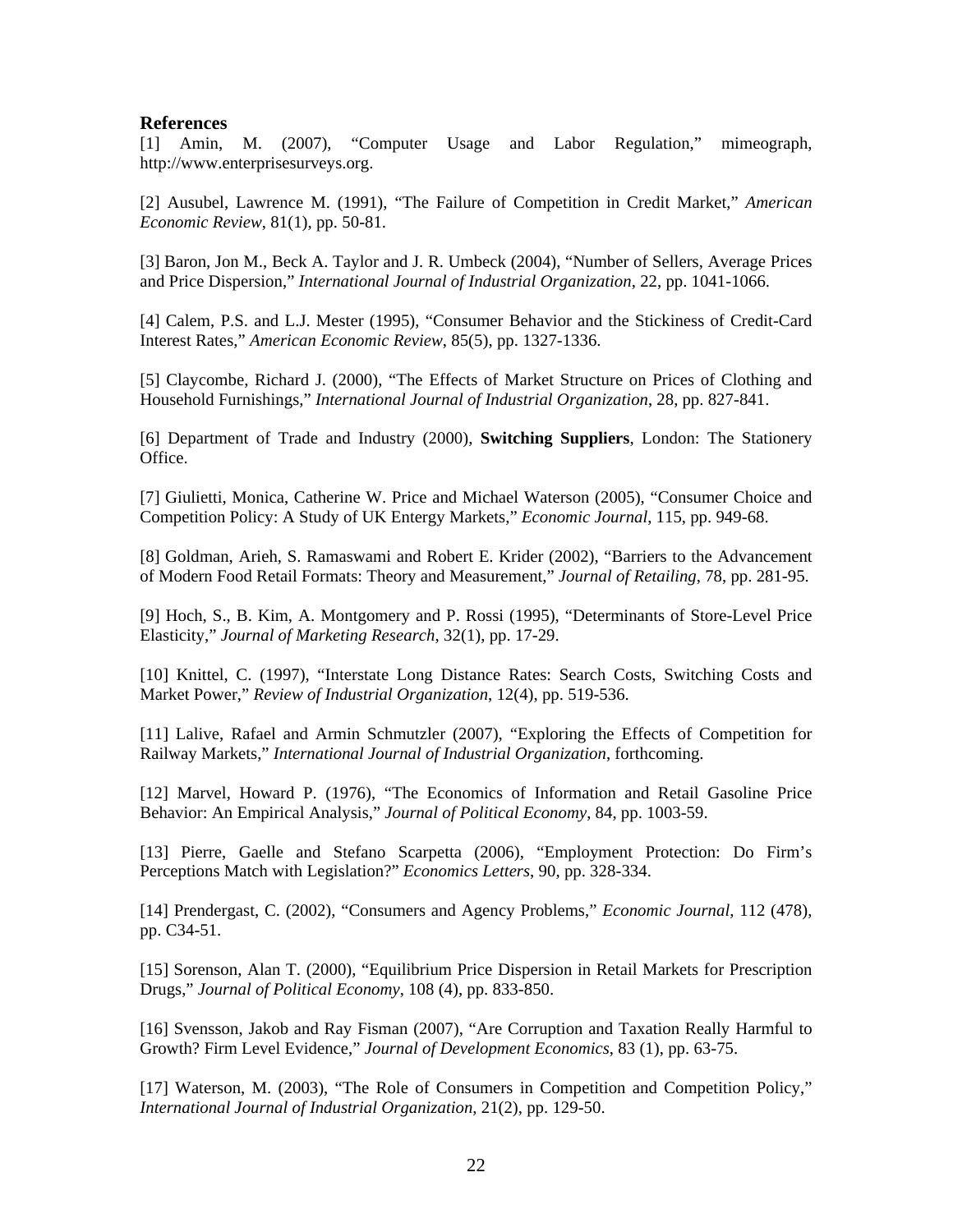## References

[1] Amin, M. (2007), "Computer Usage and Labor Regulation," mimeograph, http://www.enterprisesurveys.org.

[2] Ausubel, Lawrence M. (1991), "The Failure of Competition in Credit Market," *American Economic Review*, 81(1), pp. 50-81.

[3] Baron, Jon M., Beck A. Taylor and J. R. Umbeck (2004), "Number of Sellers, Average Prices and Price Dispersion," *International Journal of Industrial Organization*, 22, pp. 1041-1066.

[4] Calem, P.S. and L.J. Mester (1995), "Consumer Behavior and the Stickiness of Credit-Card Interest Rates," *American Economic Review*, 85(5), pp. 1327-1336.

[5] Claycombe, Richard J. (2000), "The Effects of Market Structure on Prices of Clothing and Household Furnishings," *International Journal of Industrial Organization*, 28, pp. 827-841.

[6] Department of Trade and Industry (2000), **Switching Suppliers**, London: The Stationery Office.

[7] Giulietti, Monica, Catherine W. Price and Michael Waterson (2005), "Consumer Choice and Competition Policy: A Study of UK Entergy Markets," *Economic Journal*, 115, pp. 949-68.

[8] Goldman, Arieh, S. Ramaswami and Robert E. Krider (2002), "Barriers to the Advancement of Modern Food Retail Formats: Theory and Measurement," *Journal of Retailing*, 78, pp. 281-95.

[9] Hoch, S., B. Kim, A. Montgomery and P. Rossi (1995), "Determinants of Store-Level Price Elasticity," *Journal of Marketing Research*, 32(1), pp. 17-29.

[10] Knittel, C. (1997), "Interstate Long Distance Rates: Search Costs, Switching Costs and Market Power," *Review of Industrial Organization*, 12(4), pp. 519-536.

[11] Lalive, Rafael and Armin Schmutzler (2007), "Exploring the Effects of Competition for Railway Markets," *International Journal of Industrial Organization*, forthcoming.

[12] Marvel, Howard P. (1976), "The Economics of Information and Retail Gasoline Price Behavior: An Empirical Analysis," *Journal of Political Economy*, 84, pp. 1003-59.

[13] Pierre, Gaelle and Stefano Scarpetta (2006), "Employment Protection: Do Firm's Perceptions Match with Legislation?" *Economics Letters*, 90, pp. 328-334.

[14] Prendergast, C. (2002), "Consumers and Agency Problems," *Economic Journal*, 112 (478), pp. C34-51.

[15] Sorenson, Alan T. (2000), "Equilibrium Price Dispersion in Retail Markets for Prescription Drugs," *Journal of Political Economy*, 108 (4), pp. 833-850.

[16] Svensson, Jakob and Ray Fisman (2007), "Are Corruption and Taxation Really Harmful to Growth? Firm Level Evidence," *Journal of Development Economics*, 83 (1), pp. 63-75.

[17] Waterson, M. (2003), "The Role of Consumers in Competition and Competition Policy," *International Journal of Industrial Organization*, 21(2), pp. 129-50.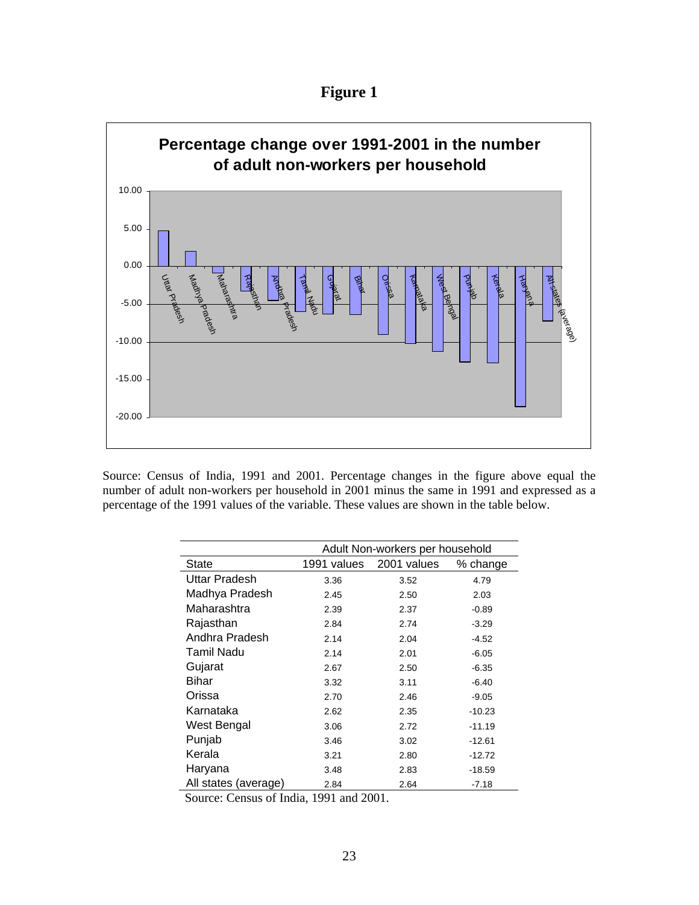**Figure 1**

**Percentage change over 1991-2001 in the number of adult non-workers per household**

Source: Census of India, 1991 and 2001. Percentage changes in the figure above equal the number of adult non-workers per household in 2001 minus the same in 1991 and expressed as a percentage of the 1991 values of the variable. These values are shown in the table below.

| | Adult Non-workers per household | | |
|---|---|---|---|
| State | 1991 values | 2001 values | % change |
| Uttar Pradesh | 3.36 | 3.52 | 4.79 |
| Madhya Pradesh | 2.45 | 2.50 | 2.03 |
| Maharashtra | 2.39 | 2.37 | -0.89 |
| Rajasthan | 2.84 | 2.74 | -3.29 |
| Andhra Pradesh | 2.14 | 2.04 | -4.52 |
| Tamil Nadu | 2.14 | 2.01 | -6.05 |
| Gujarat | 2.67 | 2.50 | -6.35 |
| Bihar | 3.32 | 3.11 | -6.40 |
| Orissa | 2.70 | 2.46 | -9.05 |
| Karnataka | 2.62 | 2.35 | -10.23 |
| West Bengal | 3.06 | 2.72 | -11.19 |
| Punjab | 3.46 | 3.02 | -12.61 |
| Kerala | 3.21 | 2.80 | -12.72 |
| Haryana | 3.48 | 2.83 | -18.59 |
| All states (average) | 2.84 | 2.64 | -7.18 |

Source: Census of India, 1991 and 2001.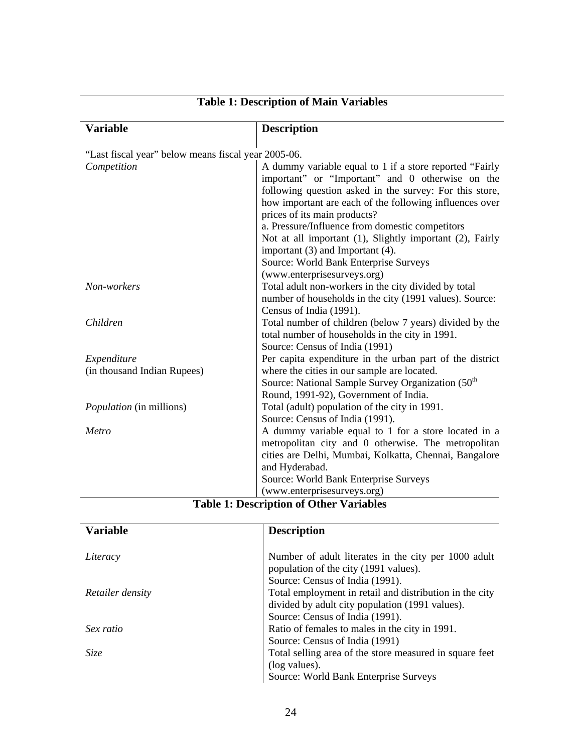**Table 1: Description of Main Variables**

| Variable | Description |
|---|---|
| "Last fiscal year" below means fiscal year 2005-06. | |
| *Competition* | A dummy variable equal to 1 if a store reported "Fairly important" or "Important" and 0 otherwise on the following question asked in the survey: For this store, how important are each of the following influences over prices of its main products? a. Pressure/Influence from domestic competitors Not at all important (1), Slightly important (2), Fairly important (3) and Important (4). Source: World Bank Enterprise Surveys (www.enterprisesurveys.org) |
| *Non-workers* | Total adult non-workers in the city divided by total number of households in the city (1991 values). Source: Census of India (1991). |
| *Children* | Total number of children (below 7 years) divided by the total number of households in the city in 1991. Source: Census of India (1991) |
| *Expenditure* (in thousand Indian Rupees) | Per capita expenditure in the urban part of the district where the cities in our sample are located. Source: National Sample Survey Organization (50th Round, 1991-92), Government of India. |
| *Population* (in millions) | Total (adult) population of the city in 1991. Source: Census of India (1991). |
| *Metro* | A dummy variable equal to 1 for a store located in a metropolitan city and 0 otherwise. The metropolitan cities are Delhi, Mumbai, Kolkatta, Chennai, Bangalore and Hyderabad. Source: World Bank Enterprise Surveys (www.enterprisesurveys.org) |

**Table 1: Description of Other Variables**

| Variable | Description |
|---|---|
| *Literacy* | Number of adult literates in the city per 1000 adult population of the city (1991 values). Source: Census of India (1991). |
| *Retailer density* | Total employment in retail and distribution in the city divided by adult city population (1991 values). Source: Census of India (1991). |
| *Sex ratio* | Ratio of females to males in the city in 1991. Source: Census of India (1991) |
| *Size* | Total selling area of the store measured in square feet (log values). Source: World Bank Enterprise Surveys |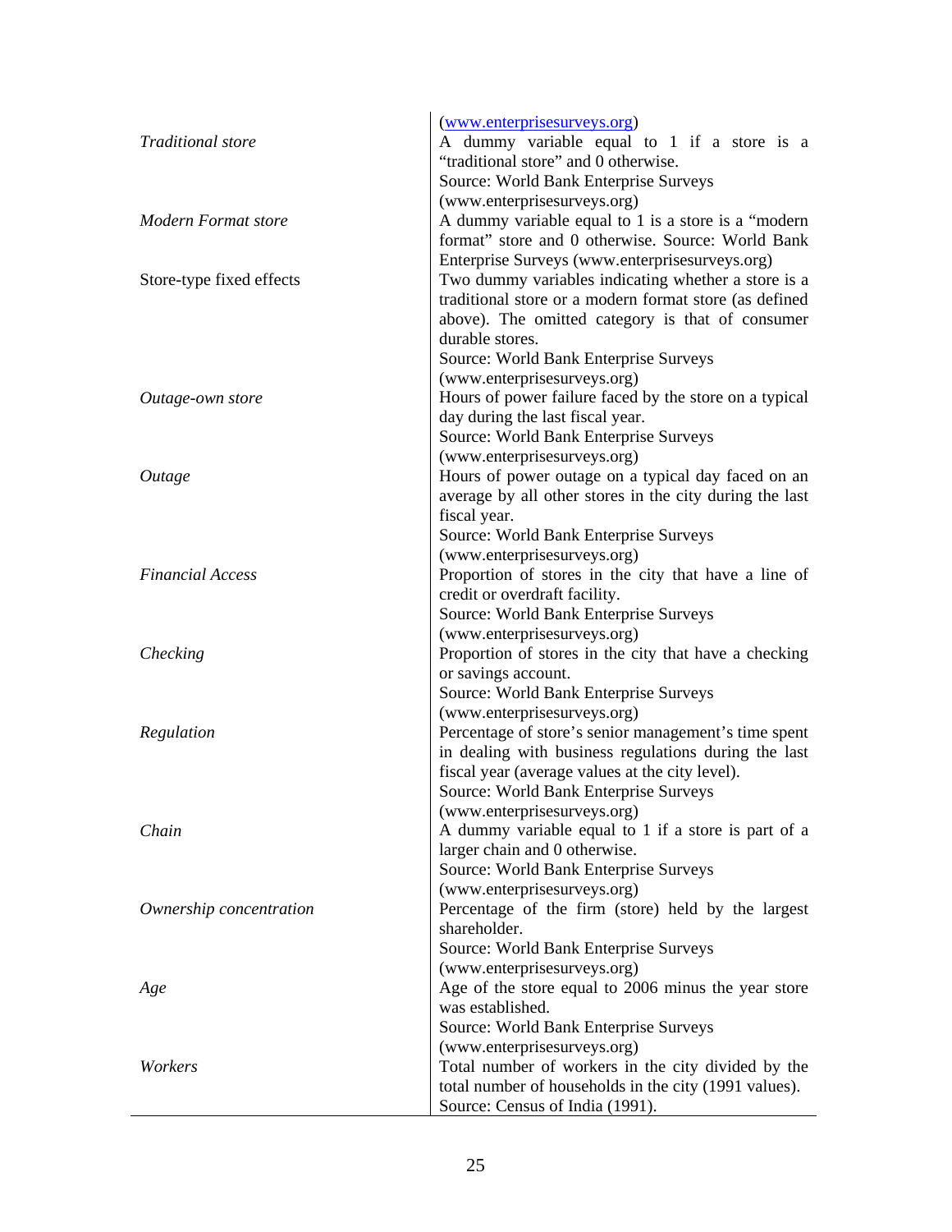| | |
|---|---|
| | (www.enterprisesurveys.org) |
| *Traditional store* | A dummy variable equal to 1 if a store is a "traditional store" and 0 otherwise. Source: World Bank Enterprise Surveys (www.enterprisesurveys.org) |
| *Modern Format store* | A dummy variable equal to 1 is a store is a "modern format" store and 0 otherwise. Source: World Bank Enterprise Surveys (www.enterprisesurveys.org) |
| Store-type fixed effects | Two dummy variables indicating whether a store is a traditional store or a modern format store (as defined above). The omitted category is that of consumer durable stores. Source: World Bank Enterprise Surveys (www.enterprisesurveys.org) |
| *Outage-own store* | Hours of power failure faced by the store on a typical day during the last fiscal year. Source: World Bank Enterprise Surveys (www.enterprisesurveys.org) |
| *Outage* | Hours of power outage on a typical day faced on an average by all other stores in the city during the last fiscal year. Source: World Bank Enterprise Surveys (www.enterprisesurveys.org) |
| *Financial Access* | Proportion of stores in the city that have a line of credit or overdraft facility. Source: World Bank Enterprise Surveys (www.enterprisesurveys.org) |
| *Checking* | Proportion of stores in the city that have a checking or savings account. Source: World Bank Enterprise Surveys (www.enterprisesurveys.org) |
| *Regulation* | Percentage of store's senior management's time spent in dealing with business regulations during the last fiscal year (average values at the city level). Source: World Bank Enterprise Surveys (www.enterprisesurveys.org) |
| *Chain* | A dummy variable equal to 1 if a store is part of a larger chain and 0 otherwise. Source: World Bank Enterprise Surveys (www.enterprisesurveys.org) |
| *Ownership concentration* | Percentage of the firm (store) held by the largest shareholder. Source: World Bank Enterprise Surveys (www.enterprisesurveys.org) |
| *Age* | Age of the store equal to 2006 minus the year store was established. Source: World Bank Enterprise Surveys (www.enterprisesurveys.org) |
| *Workers* | Total number of workers in the city divided by the total number of households in the city (1991 values). Source: Census of India (1991). |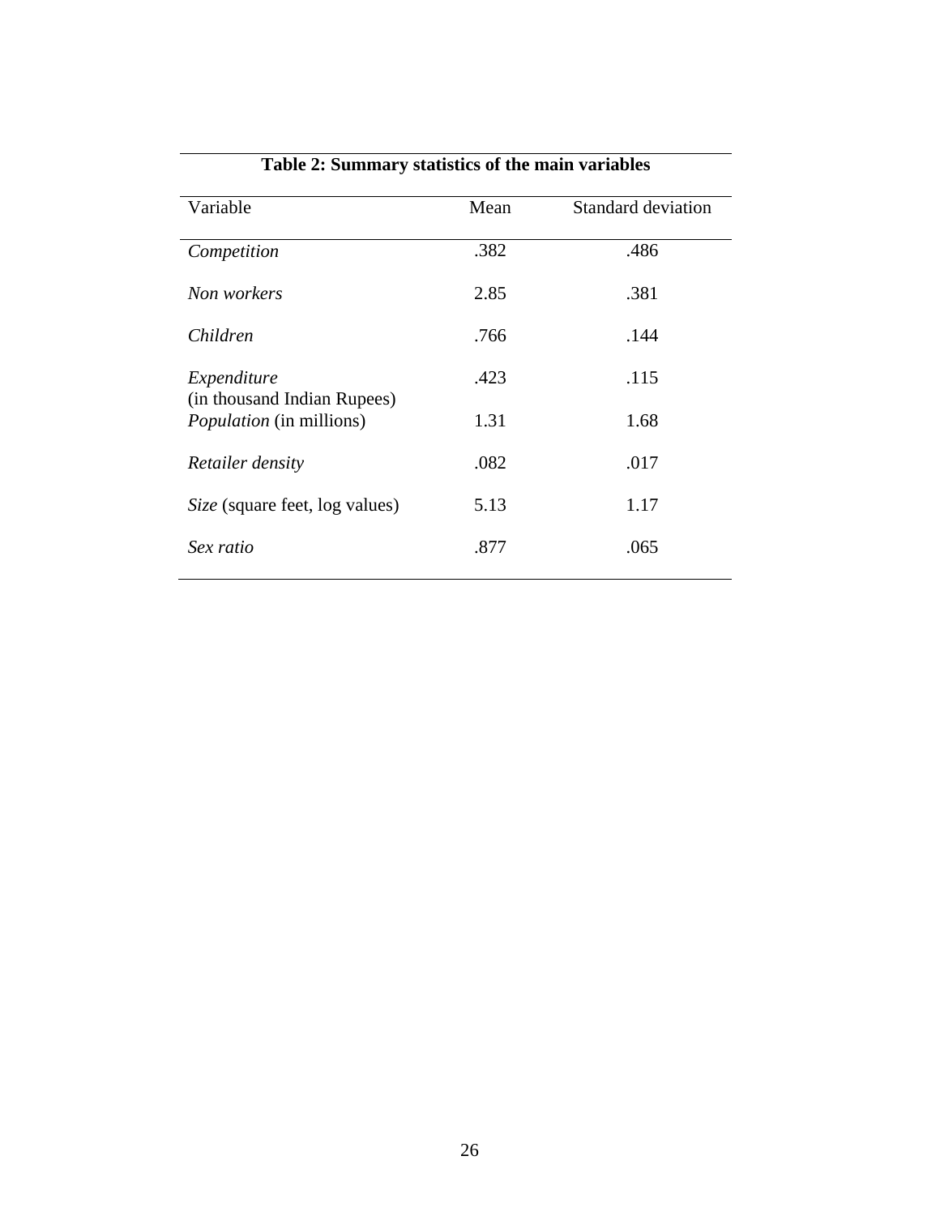**Table 2: Summary statistics of the main variables**

| Variable | Mean | Standard deviation |
|---|---|---|
| *Competition* | .382 | .486 |
| *Non workers* | 2.85 | .381 |
| *Children* | .766 | .144 |
| *Expenditure* (in thousand Indian Rupees) | .423 | .115 |
| *Population* (in millions) | 1.31 | 1.68 |
| *Retailer density* | .082 | .017 |
| *Size* (square feet, log values) | 5.13 | 1.17 |
| *Sex ratio* | .877 | .065 |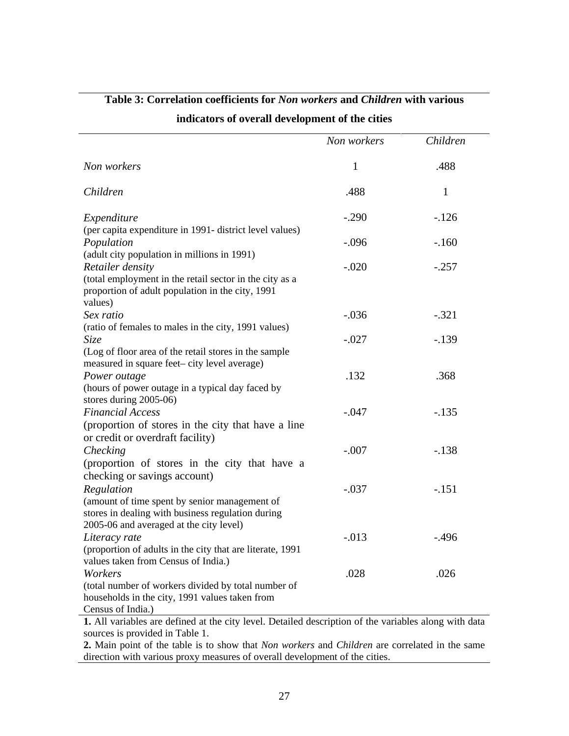**Table 3: Correlation coefficients for *Non workers* and *Children* with various indicators of overall development of the cities**

| | *Non workers* | *Children* |
|---|---|---|
| *Non workers* | 1 | .488 |
| *Children* | .488 | 1 |
| *Expenditure* (per capita expenditure in 1991- district level values) | -.290 | -.126 |
| *Population* (adult city population in millions in 1991) | -.096 | -.160 |
| *Retailer density* (total employment in the retail sector in the city as a proportion of adult population in the city, 1991 values) | -.020 | -.257 |
| *Sex ratio* (ratio of females to males in the city, 1991 values) | -.036 | -.321 |
| *Size* (Log of floor area of the retail stores in the sample measured in square feet– city level average) | -.027 | -.139 |
| *Power outage* (hours of power outage in a typical day faced by stores during 2005-06) | .132 | .368 |
| *Financial Access* (proportion of stores in the city that have a line or credit or overdraft facility) | -.047 | -.135 |
| *Checking* (proportion of stores in the city that have a checking or savings account) | -.007 | -.138 |
| *Regulation* (amount of time spent by senior management of stores in dealing with business regulation during 2005-06 and averaged at the city level) | -.037 | -.151 |
| *Literacy rate* (proportion of adults in the city that are literate, 1991 values taken from Census of India.) | -.013 | -.496 |
| *Workers* (total number of workers divided by total number of households in the city, 1991 values taken from Census of India.) | .028 | .026 |

**1.** All variables are defined at the city level. Detailed description of the variables along with data sources is provided in Table 1.

**2.** Main point of the table is to show that *Non workers* and *Children* are correlated in the same direction with various proxy measures of overall development of the cities.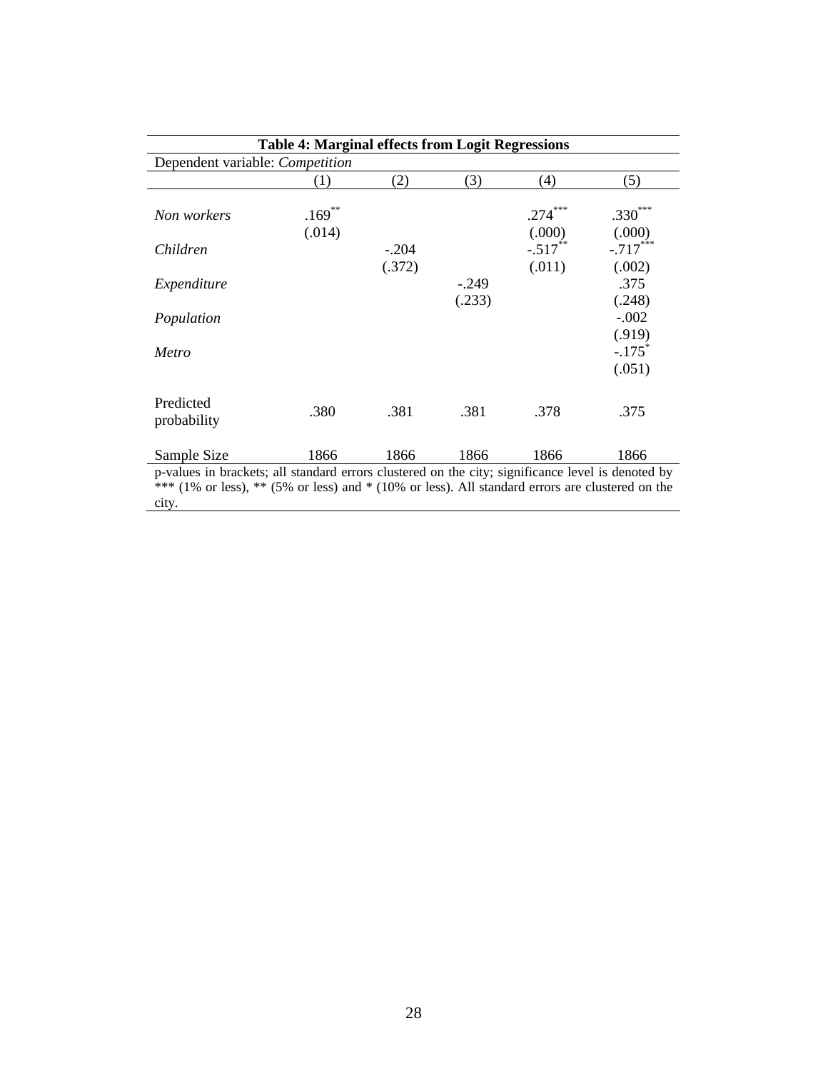**Table 4: Marginal effects from Logit Regressions**

Dependent variable: *Competition*

| | (1) | (2) | (3) | (4) | (5) |
|---|---|---|---|---|---|
| *Non workers* | .169** | | | .274*** | .330*** |
| | (.014) | | | (.000) | (.000) |
| *Children* | | -.204 | | -.517** | -.717*** |
| | | (.372) | | (.011) | (.002) |
| *Expenditure* | | | -.249 | | .375 |
| | | | (.233) | | (.248) |
| *Population* | | | | | -.002 |
| | | | | | (.919) |
| *Metro* | | | | | -.175* |
| | | | | | (.051) |
| Predicted probability | .380 | .381 | .381 | .378 | .375 |
| Sample Size | 1866 | 1866 | 1866 | 1866 | 1866 |

p-values in brackets; all standard errors clustered on the city; significance level is denoted by *** (1% or less), ** (5% or less) and * (10% or less). All standard errors are clustered on the city.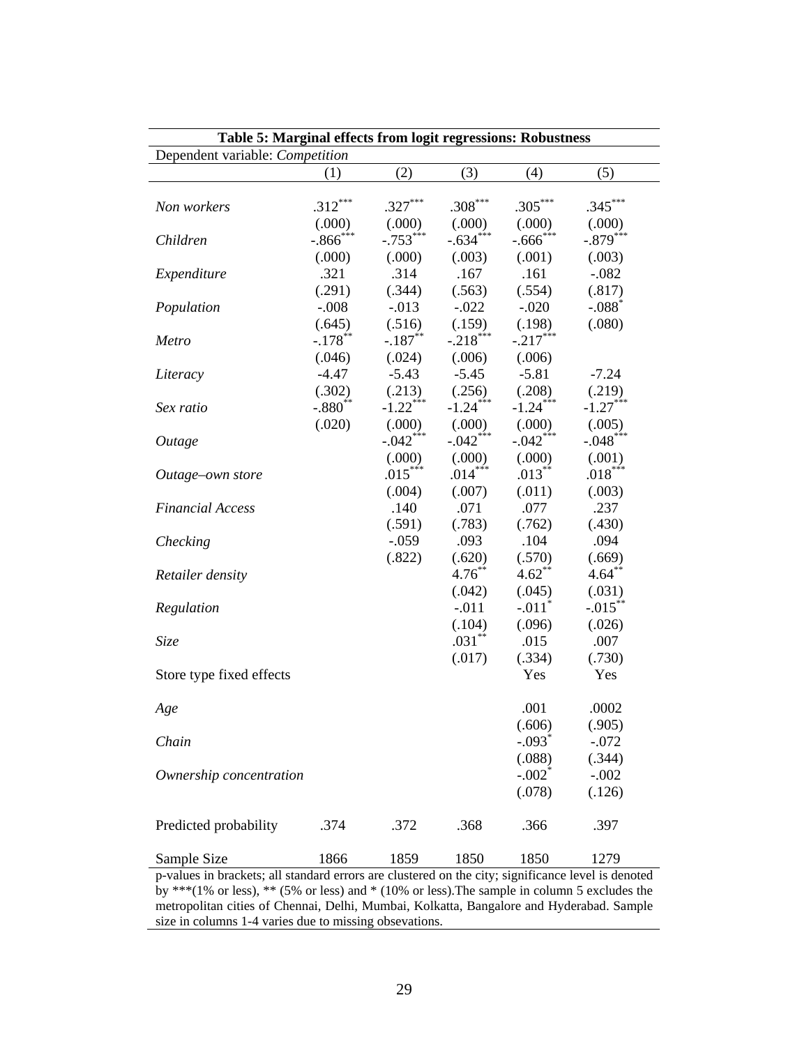**Table 5: Marginal effects from logit regressions: Robustness**

Dependent variable: *Competition*

| | (1) | (2) | (3) | (4) | (5) |
|---|---|---|---|---|---|
| *Non workers* | .312*** | .327*** | .308*** | .305*** | .345*** |
| | (.000) | (.000) | (.000) | (.000) | (.000) |
| *Children* | -.866*** | -.753*** | -.634*** | -.666*** | -.879*** |
| | (.000) | (.000) | (.003) | (.001) | (.003) |
| *Expenditure* | .321 | .314 | .167 | .161 | -.082 |
| | (.291) | (.344) | (.563) | (.554) | (.817) |
| *Population* | -.008 | -.013 | -.022 | -.020 | -.088* |
| | (.645) | (.516) | (.159) | (.198) | (.080) |
| *Metro* | -.178** | -.187** | -.218*** | -.217*** | |
| | (.046) | (.024) | (.006) | (.006) | |
| *Literacy* | -4.47 | -5.43 | -5.45 | -5.81 | -7.24 |
| | (.302) | (.213) | (.256) | (.208) | (.219) |
| *Sex ratio* | -.880** | -1.22*** | -1.24*** | -1.24*** | -1.27*** |
| | (.020) | (.000) | (.000) | (.000) | (.005) |
| *Outage* | | -.042*** | -.042*** | -.042*** | -.048*** |
| | | (.000) | (.000) | (.000) | (.001) |
| *Outage–own store* | | .015*** | .014*** | .013** | .018*** |
| | | (.004) | (.007) | (.011) | (.003) |
| *Financial Access* | | .140 | .071 | .077 | .237 |
| | | (.591) | (.783) | (.762) | (.430) |
| *Checking* | | -.059 | .093 | .104 | .094 |
| | | (.822) | (.620) | (.570) | (.669) |
| *Retailer density* | | | 4.76** | 4.62** | 4.64** |
| | | | (.042) | (.045) | (.031) |
| *Regulation* | | | -.011 | -.011* | -.015** |
| | | | (.104) | (.096) | (.026) |
| *Size* | | | .031** | .015 | .007 |
| | | | (.017) | (.334) | (.730) |
| Store type fixed effects | | | | Yes | Yes |
| *Age* | | | | .001 | .0002 |
| | | | | (.606) | (.905) |
| *Chain* | | | | -.093* | -.072 |
| | | | | (.088) | (.344) |
| *Ownership concentration* | | | | -.002* | -.002 |
| | | | | (.078) | (.126) |
| Predicted probability | .374 | .372 | .368 | .366 | .397 |
| Sample Size | 1866 | 1859 | 1850 | 1850 | 1279 |

p-values in brackets; all standard errors are clustered on the city; significance level is denoted by ***(1% or less), ** (5% or less) and * (10% or less).The sample in column 5 excludes the metropolitan cities of Chennai, Delhi, Mumbai, Kolkatta, Bangalore and Hyderabad. Sample size in columns 1-4 varies due to missing obsevations.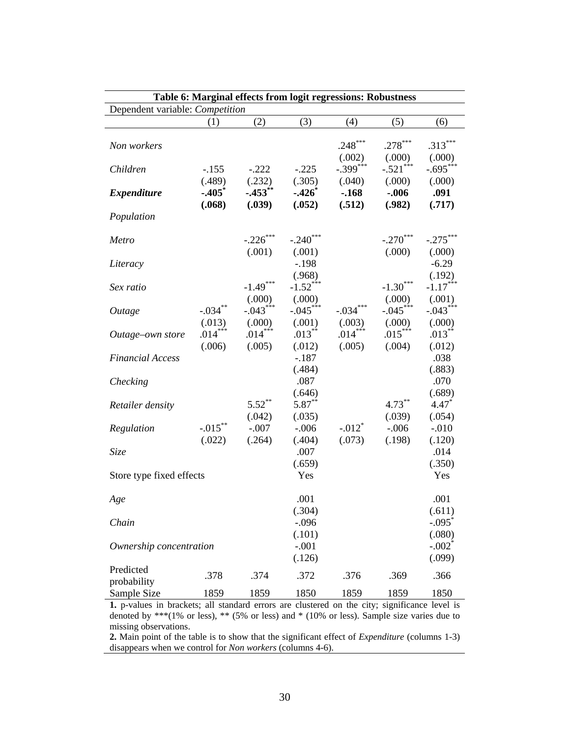**Table 6: Marginal effects from logit regressions: Robustness**

Dependent variable: *Competition*

| | (1) | (2) | (3) | (4) | (5) | (6) |
|---|---|---|---|---|---|---|
| *Non workers* | | | | .248*** | .278*** | .313*** |
| | | | | (.002) | (.000) | (.000) |
| *Children* | -.155 | -.222 | -.225 | -.399*** | -.521*** | -.695*** |
| | (.489) | (.232) | (.305) | (.040) | (.000) | (.000) |
| ***Expenditure*** | **-.405*** | **-.453**** | **-.426*** | **-.168** | **-.006** | **.091** |
| | **(.068)** | **(.039)** | **(.052)** | **(.512)** | **(.982)** | **(.717)** |
| *Population* | | | | | | |
| *Metro* | | -.226*** | -.240*** | | -.270*** | -.275*** |
| | | (.001) | (.001) | | (.000) | (.000) |
| *Literacy* | | | -.198 | | | -6.29 |
| | | | (.968) | | | (.192) |
| *Sex ratio* | | -1.49*** | -1.52*** | | -1.30*** | -1.17*** |
| | | (.000) | (.000) | | (.000) | (.001) |
| *Outage* | -.034** | -.043*** | -.045*** | -.034*** | -.045*** | -.043*** |
| | (.013) | (.000) | (.001) | (.003) | (.000) | (.000) |
| *Outage–own store* | .014*** | .014*** | .013** | .014*** | .015*** | .013** |
| | (.006) | (.005) | (.012) | (.005) | (.004) | (.012) |
| *Financial Access* | | | -.187 | | | .038 |
| | | | (.484) | | | (.883) |
| *Checking* | | | .087 | | | .070 |
| | | | (.646) | | | (.689) |
| *Retailer density* | | 5.52** | 5.87** | | 4.73** | 4.47* |
| | | (.042) | (.035) | | (.039) | (.054) |
| *Regulation* | -.015** | -.007 | -.006 | -.012* | -.006 | -.010 |
| | (.022) | (.264) | (.404) | (.073) | (.198) | (.120) |
| *Size* | | | .007 | | | .014 |
| | | | (.659) | | | (.350) |
| Store type fixed effects | | | Yes | | | Yes |
| *Age* | | | .001 | | | .001 |
| | | | (.304) | | | (.611) |
| *Chain* | | | -.096 | | | -.095* |
| | | | (.101) | | | (.080) |
| *Ownership concentration* | | | -.001 | | | -.002* |
| | | | (.126) | | | (.099) |
| Predicted probability | .378 | .374 | .372 | .376 | .369 | .366 |
| Sample Size | 1859 | 1859 | 1850 | 1859 | 1859 | 1850 |

**1.** p-values in brackets; all standard errors are clustered on the city; significance level is denoted by ***(1% or less), ** (5% or less) and * (10% or less). Sample size varies due to missing observations.

**2.** Main point of the table is to show that the significant effect of *Expenditure* (columns 1-3) disappears when we control for *Non workers* (columns 4-6).